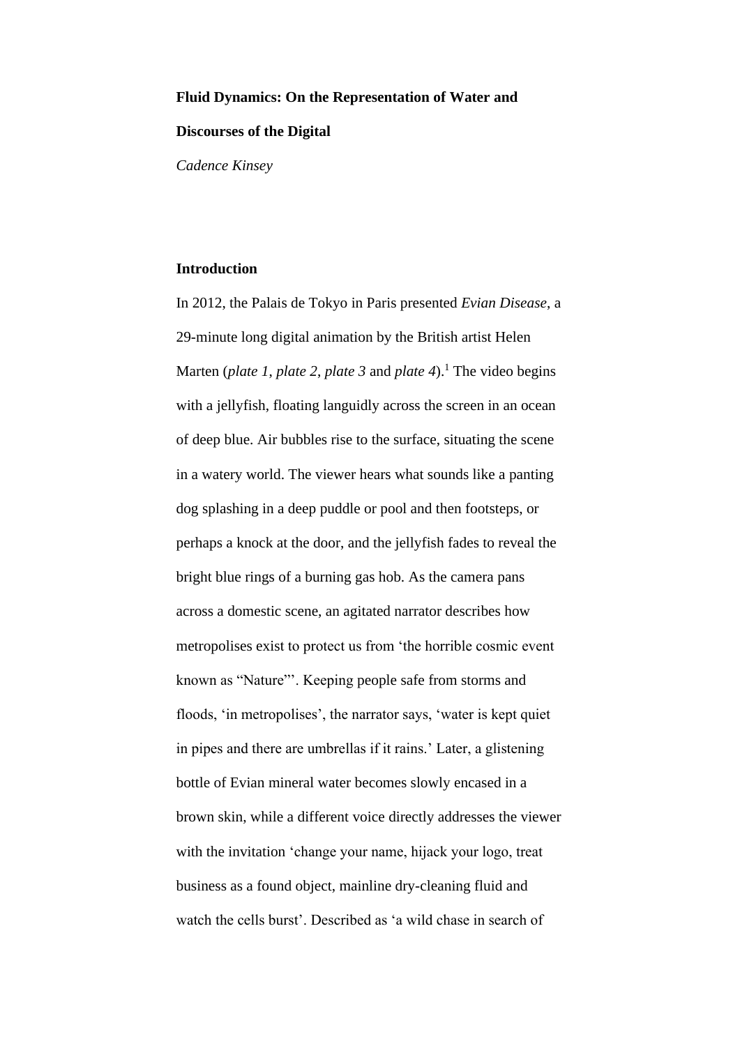# Fluid Dynamics: On the Representation of Water and Discourses of the Digital

*Cadence Kinsey*

## Introduction

In 2012, the Palais de Tokyo in Paris presented *Evian Disease*, a 29-minute long digital animation by the British artist Helen Marten (*plate 1*, *plate 2*, *plate 3* and *plate 4*).[1] The video begins with a jellyfish, floating languidly across the screen in an ocean of deep blue. Air bubbles rise to the surface, situating the scene in a watery world. The viewer hears what sounds like a panting dog splashing in a deep puddle or pool and then footsteps, or perhaps a knock at the door, and the jellyfish fades to reveal the bright blue rings of a burning gas hob. As the camera pans across a domestic scene, an agitated narrator describes how metropolises exist to protect us from 'the horrible cosmic event known as "Nature"'. Keeping people safe from storms and floods, 'in metropolises', the narrator says, 'water is kept quiet in pipes and there are umbrellas if it rains.' Later, a glistening bottle of Evian mineral water becomes slowly encased in a brown skin, while a different voice directly addresses the viewer with the invitation 'change your name, hijack your logo, treat business as a found object, mainline dry-cleaning fluid and watch the cells burst'. Described as 'a wild chase in search of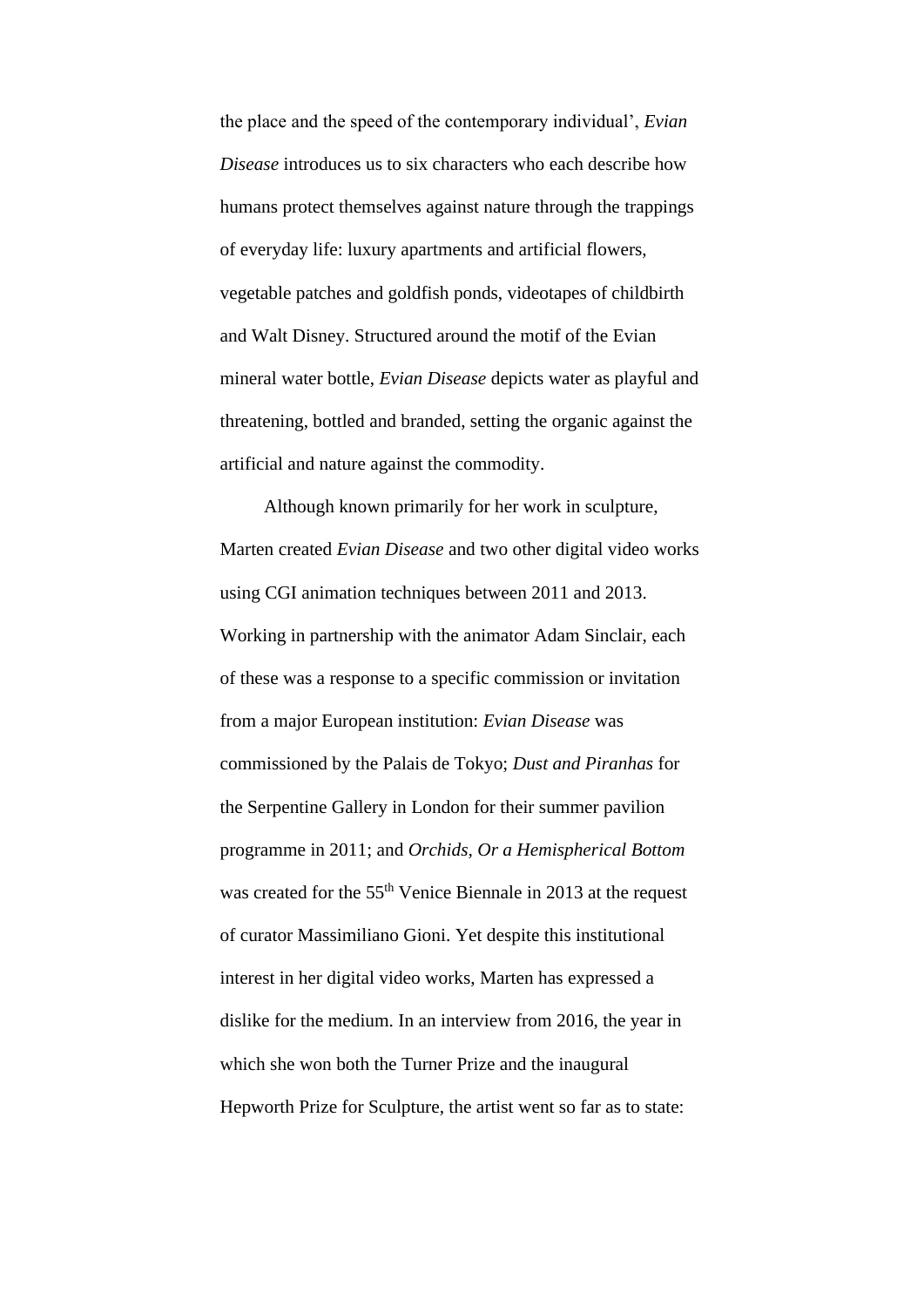the place and the speed of the contemporary individual', *Evian Disease* introduces us to six characters who each describe how humans protect themselves against nature through the trappings of everyday life: luxury apartments and artificial flowers, vegetable patches and goldfish ponds, videotapes of childbirth and Walt Disney. Structured around the motif of the Evian mineral water bottle, *Evian Disease* depicts water as playful and threatening, bottled and branded, setting the organic against the artificial and nature against the commodity.

Although known primarily for her work in sculpture, Marten created *Evian Disease* and two other digital video works using CGI animation techniques between 2011 and 2013. Working in partnership with the animator Adam Sinclair, each of these was a response to a specific commission or invitation from a major European institution: *Evian Disease* was commissioned by the Palais de Tokyo; *Dust and Piranhas* for the Serpentine Gallery in London for their summer pavilion programme in 2011; and *Orchids, Or a Hemispherical Bottom* was created for the 55th Venice Biennale in 2013 at the request of curator Massimiliano Gioni. Yet despite this institutional interest in her digital video works, Marten has expressed a dislike for the medium. In an interview from 2016, the year in which she won both the Turner Prize and the inaugural Hepworth Prize for Sculpture, the artist went so far as to state: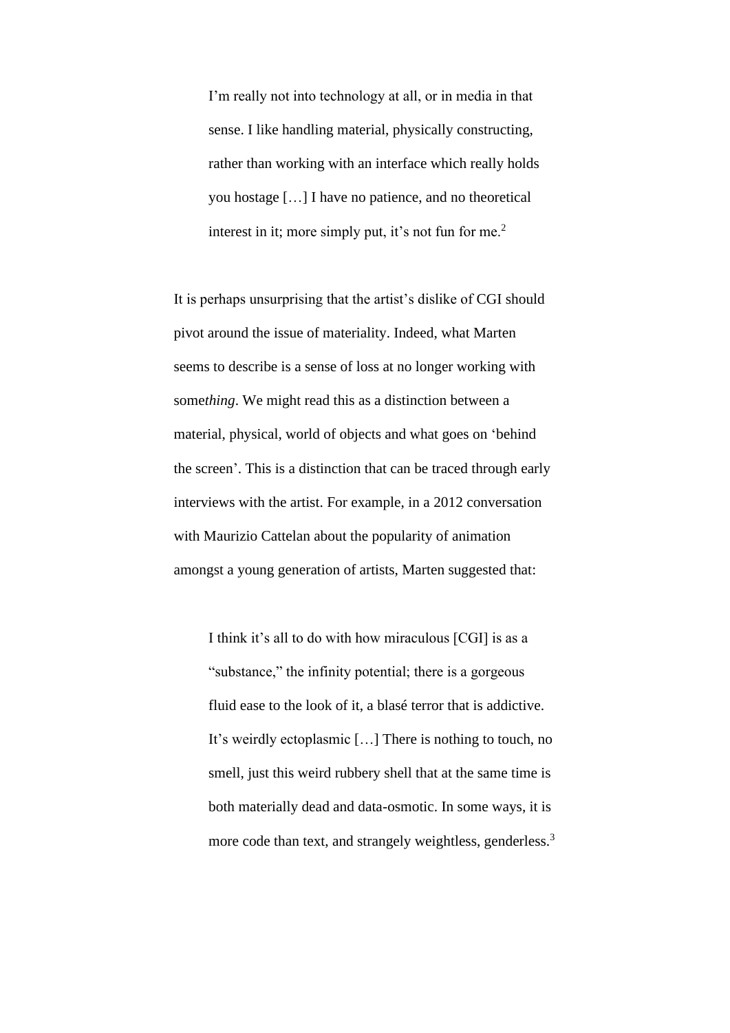> I'm really not into technology at all, or in media in that sense. I like handling material, physically constructing, rather than working with an interface which really holds you hostage […] I have no patience, and no theoretical interest in it; more simply put, it's not fun for me.[2]

It is perhaps unsurprising that the artist's dislike of CGI should pivot around the issue of materiality. Indeed, what Marten seems to describe is a sense of loss at no longer working with some*thing*. We might read this as a distinction between a material, physical, world of objects and what goes on 'behind the screen'. This is a distinction that can be traced through early interviews with the artist. For example, in a 2012 conversation with Maurizio Cattelan about the popularity of animation amongst a young generation of artists, Marten suggested that:

> I think it's all to do with how miraculous [CGI] is as a "substance," the infinity potential; there is a gorgeous fluid ease to the look of it, a blasé terror that is addictive. It's weirdly ectoplasmic […] There is nothing to touch, no smell, just this weird rubbery shell that at the same time is both materially dead and data-osmotic. In some ways, it is more code than text, and strangely weightless, genderless.[3]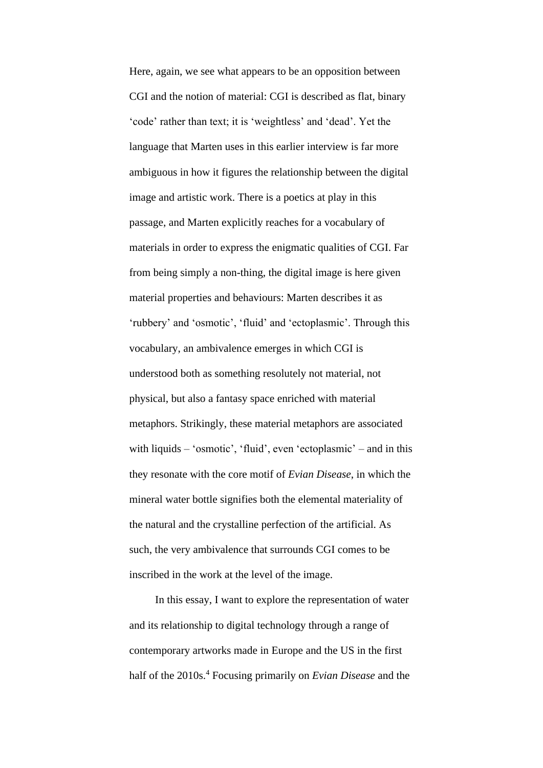Here, again, we see what appears to be an opposition between CGI and the notion of material: CGI is described as flat, binary 'code' rather than text; it is 'weightless' and 'dead'. Yet the language that Marten uses in this earlier interview is far more ambiguous in how it figures the relationship between the digital image and artistic work. There is a poetics at play in this passage, and Marten explicitly reaches for a vocabulary of materials in order to express the enigmatic qualities of CGI. Far from being simply a non-thing, the digital image is here given material properties and behaviours: Marten describes it as 'rubbery' and 'osmotic', 'fluid' and 'ectoplasmic'. Through this vocabulary, an ambivalence emerges in which CGI is understood both as something resolutely not material, not physical, but also a fantasy space enriched with material metaphors. Strikingly, these material metaphors are associated with liquids – 'osmotic', 'fluid', even 'ectoplasmic' – and in this they resonate with the core motif of *Evian Disease*, in which the mineral water bottle signifies both the elemental materiality of the natural and the crystalline perfection of the artificial. As such, the very ambivalence that surrounds CGI comes to be inscribed in the work at the level of the image.

In this essay, I want to explore the representation of water and its relationship to digital technology through a range of contemporary artworks made in Europe and the US in the first half of the 2010s.[4] Focusing primarily on *Evian Disease* and the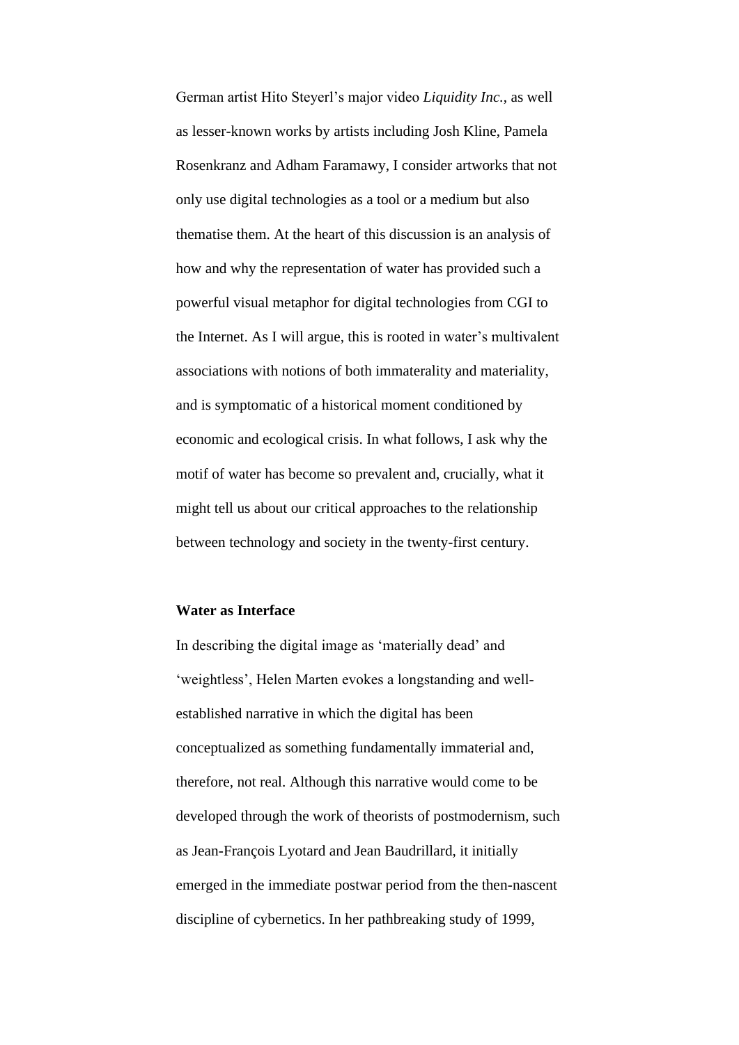German artist Hito Steyerl's major video *Liquidity Inc.*, as well as lesser-known works by artists including Josh Kline, Pamela Rosenkranz and Adham Faramawy, I consider artworks that not only use digital technologies as a tool or a medium but also thematise them. At the heart of this discussion is an analysis of how and why the representation of water has provided such a powerful visual metaphor for digital technologies from CGI to the Internet. As I will argue, this is rooted in water's multivalent associations with notions of both immaterality and materiality, and is symptomatic of a historical moment conditioned by economic and ecological crisis. In what follows, I ask why the motif of water has become so prevalent and, crucially, what it might tell us about our critical approaches to the relationship between technology and society in the twenty-first century.

**Water as Interface**

In describing the digital image as 'materially dead' and 'weightless', Helen Marten evokes a longstanding and well-established narrative in which the digital has been conceptualized as something fundamentally immaterial and, therefore, not real. Although this narrative would come to be developed through the work of theorists of postmodernism, such as Jean-François Lyotard and Jean Baudrillard, it initially emerged in the immediate postwar period from the then-nascent discipline of cybernetics. In her pathbreaking study of 1999,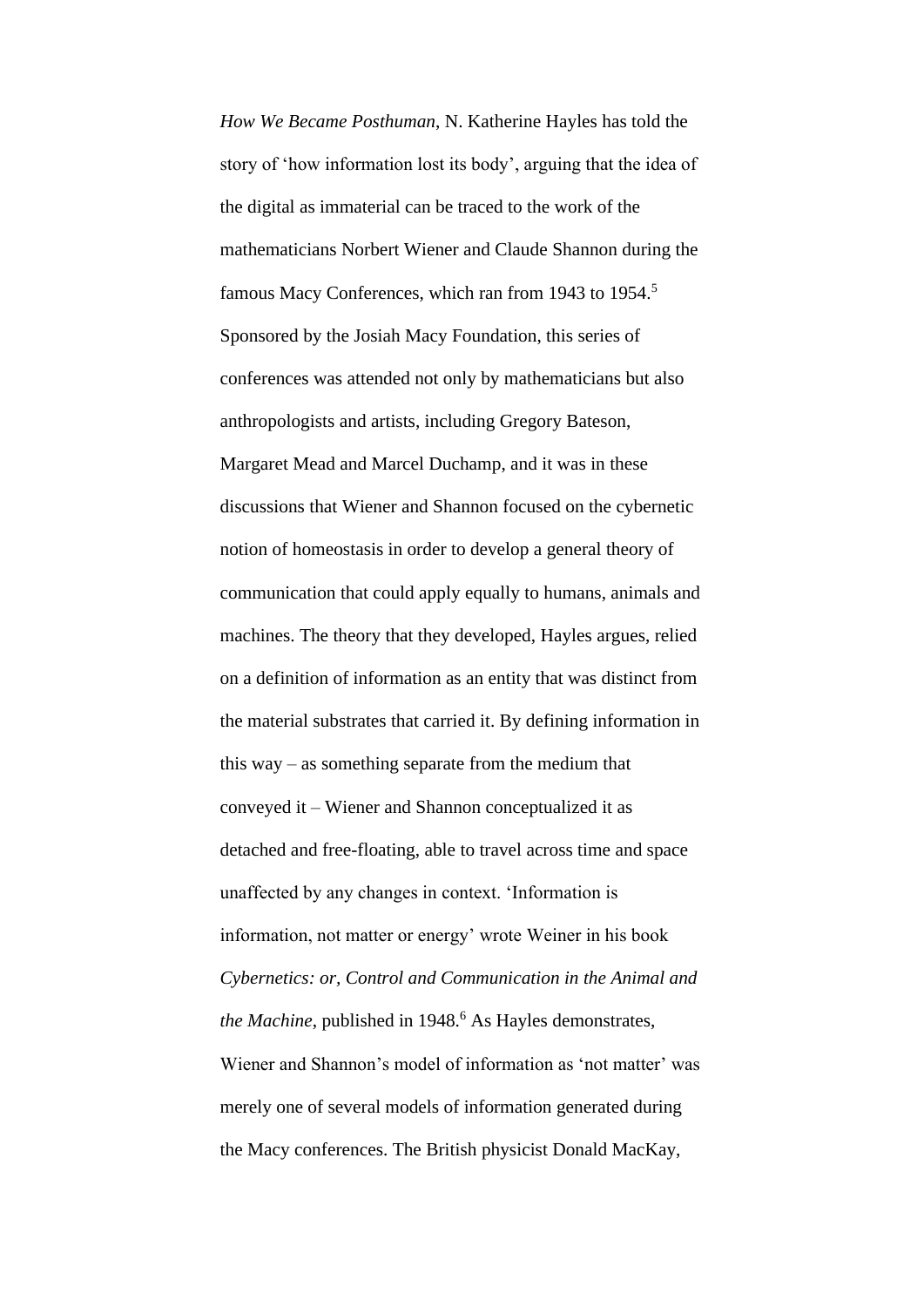*How We Became Posthuman*, N. Katherine Hayles has told the story of 'how information lost its body', arguing that the idea of the digital as immaterial can be traced to the work of the mathematicians Norbert Wiener and Claude Shannon during the famous Macy Conferences, which ran from 1943 to 1954.[5] Sponsored by the Josiah Macy Foundation, this series of conferences was attended not only by mathematicians but also anthropologists and artists, including Gregory Bateson, Margaret Mead and Marcel Duchamp, and it was in these discussions that Wiener and Shannon focused on the cybernetic notion of homeostasis in order to develop a general theory of communication that could apply equally to humans, animals and machines. The theory that they developed, Hayles argues, relied on a definition of information as an entity that was distinct from the material substrates that carried it. By defining information in this way – as something separate from the medium that conveyed it – Wiener and Shannon conceptualized it as detached and free-floating, able to travel across time and space unaffected by any changes in context. 'Information is information, not matter or energy' wrote Weiner in his book *Cybernetics: or, Control and Communication in the Animal and the Machine*, published in 1948.[6] As Hayles demonstrates, Wiener and Shannon's model of information as 'not matter' was merely one of several models of information generated during the Macy conferences. The British physicist Donald MacKay,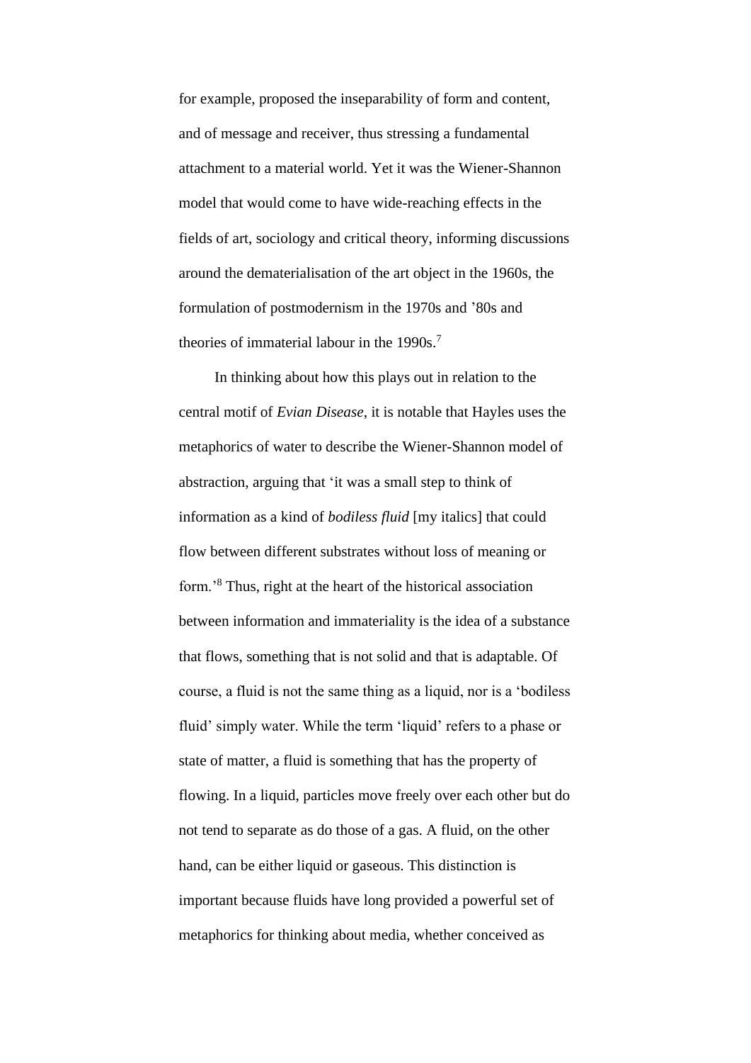for example, proposed the inseparability of form and content, and of message and receiver, thus stressing a fundamental attachment to a material world. Yet it was the Wiener-Shannon model that would come to have wide-reaching effects in the fields of art, sociology and critical theory, informing discussions around the dematerialisation of the art object in the 1960s, the formulation of postmodernism in the 1970s and '80s and theories of immaterial labour in the 1990s.[7]

In thinking about how this plays out in relation to the central motif of *Evian Disease*, it is notable that Hayles uses the metaphorics of water to describe the Wiener-Shannon model of abstraction, arguing that 'it was a small step to think of information as a kind of *bodiless fluid* [my italics] that could flow between different substrates without loss of meaning or form.'[8] Thus, right at the heart of the historical association between information and immateriality is the idea of a substance that flows, something that is not solid and that is adaptable. Of course, a fluid is not the same thing as a liquid, nor is a 'bodiless fluid' simply water. While the term 'liquid' refers to a phase or state of matter, a fluid is something that has the property of flowing. In a liquid, particles move freely over each other but do not tend to separate as do those of a gas. A fluid, on the other hand, can be either liquid or gaseous. This distinction is important because fluids have long provided a powerful set of metaphorics for thinking about media, whether conceived as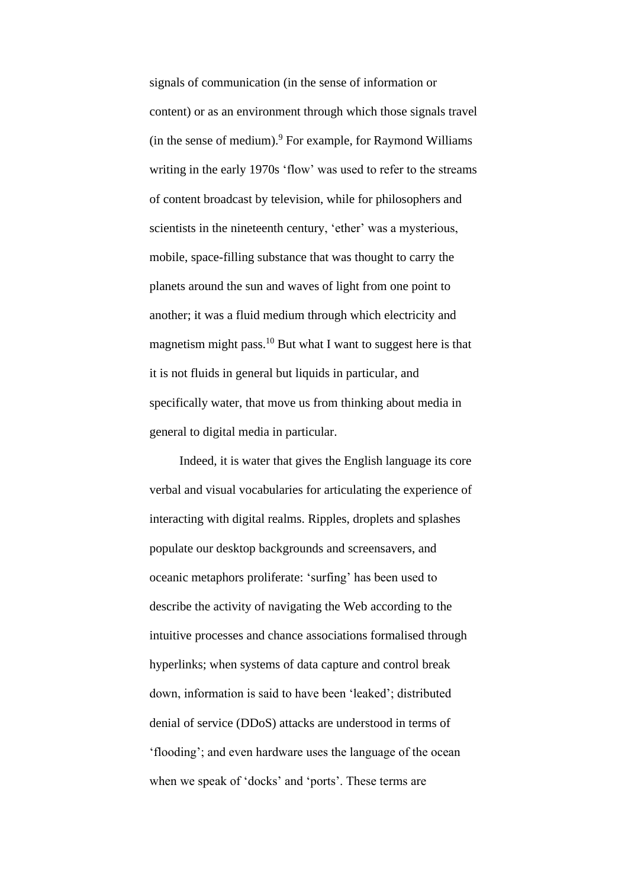signals of communication (in the sense of information or content) or as an environment through which those signals travel (in the sense of medium).[9] For example, for Raymond Williams writing in the early 1970s 'flow' was used to refer to the streams of content broadcast by television, while for philosophers and scientists in the nineteenth century, 'ether' was a mysterious, mobile, space-filling substance that was thought to carry the planets around the sun and waves of light from one point to another; it was a fluid medium through which electricity and magnetism might pass.[10] But what I want to suggest here is that it is not fluids in general but liquids in particular, and specifically water, that move us from thinking about media in general to digital media in particular.

Indeed, it is water that gives the English language its core verbal and visual vocabularies for articulating the experience of interacting with digital realms. Ripples, droplets and splashes populate our desktop backgrounds and screensavers, and oceanic metaphors proliferate: 'surfing' has been used to describe the activity of navigating the Web according to the intuitive processes and chance associations formalised through hyperlinks; when systems of data capture and control break down, information is said to have been 'leaked'; distributed denial of service (DDoS) attacks are understood in terms of 'flooding'; and even hardware uses the language of the ocean when we speak of 'docks' and 'ports'. These terms are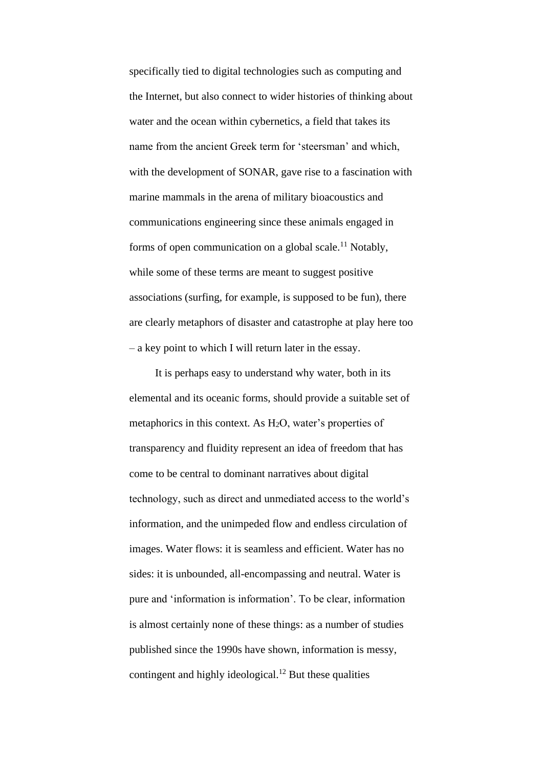specifically tied to digital technologies such as computing and the Internet, but also connect to wider histories of thinking about water and the ocean within cybernetics, a field that takes its name from the ancient Greek term for 'steersman' and which, with the development of SONAR, gave rise to a fascination with marine mammals in the arena of military bioacoustics and communications engineering since these animals engaged in forms of open communication on a global scale.[11] Notably, while some of these terms are meant to suggest positive associations (surfing, for example, is supposed to be fun), there are clearly metaphors of disaster and catastrophe at play here too – a key point to which I will return later in the essay.

It is perhaps easy to understand why water, both in its elemental and its oceanic forms, should provide a suitable set of metaphorics in this context. As $H_2O$, water's properties of transparency and fluidity represent an idea of freedom that has come to be central to dominant narratives about digital technology, such as direct and unmediated access to the world's information, and the unimpeded flow and endless circulation of images. Water flows: it is seamless and efficient. Water has no sides: it is unbounded, all-encompassing and neutral. Water is pure and 'information is information'. To be clear, information is almost certainly none of these things: as a number of studies published since the 1990s have shown, information is messy, contingent and highly ideological.[12] But these qualities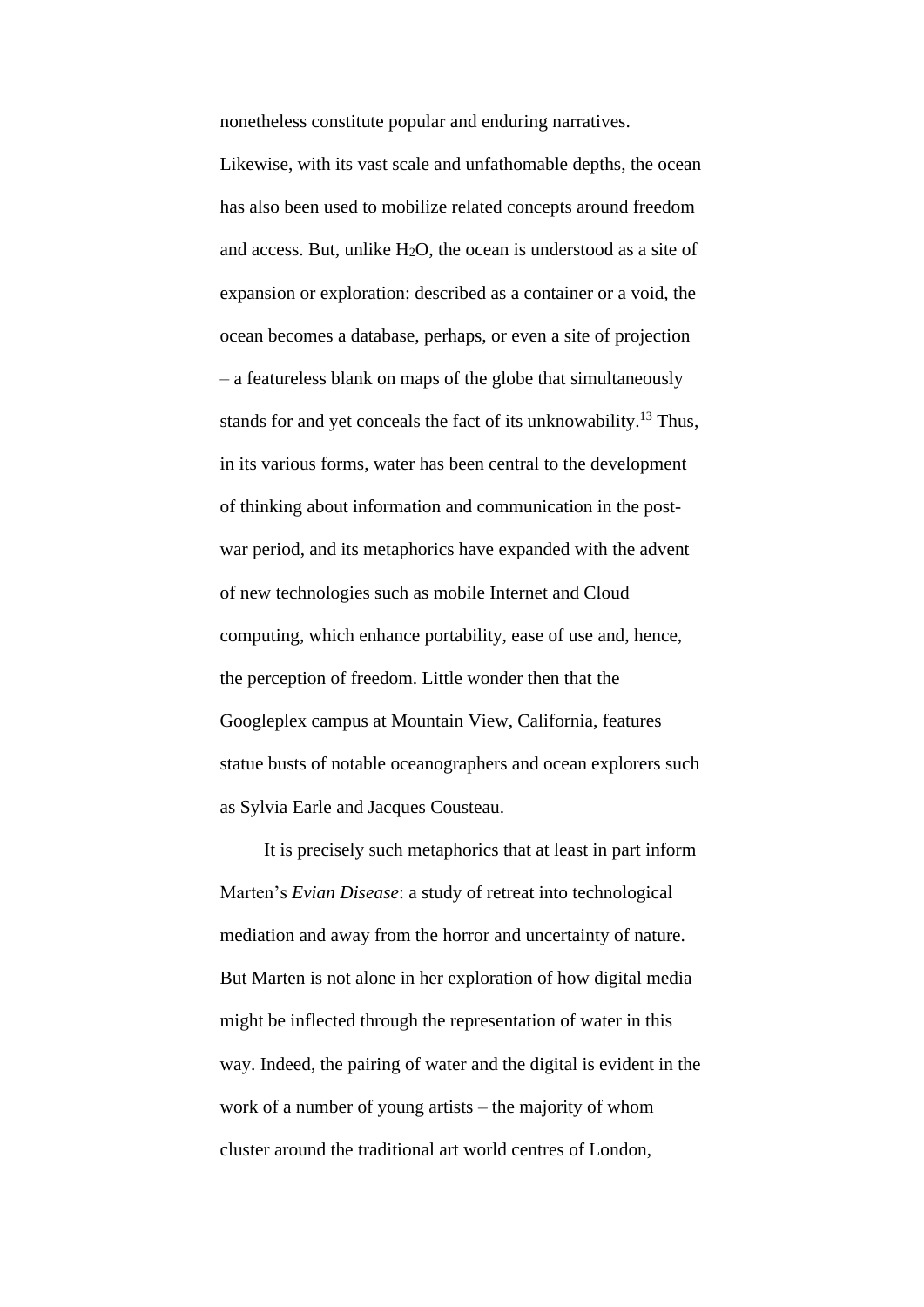nonetheless constitute popular and enduring narratives. Likewise, with its vast scale and unfathomable depths, the ocean has also been used to mobilize related concepts around freedom and access. But, unlike $H_2O$, the ocean is understood as a site of expansion or exploration: described as a container or a void, the ocean becomes a database, perhaps, or even a site of projection – a featureless blank on maps of the globe that simultaneously stands for and yet conceals the fact of its unknowability.[13] Thus, in its various forms, water has been central to the development of thinking about information and communication in the post-war period, and its metaphorics have expanded with the advent of new technologies such as mobile Internet and Cloud computing, which enhance portability, ease of use and, hence, the perception of freedom. Little wonder then that the Googleplex campus at Mountain View, California, features statue busts of notable oceanographers and ocean explorers such as Sylvia Earle and Jacques Cousteau.

It is precisely such metaphorics that at least in part inform Marten's *Evian Disease*: a study of retreat into technological mediation and away from the horror and uncertainty of nature. But Marten is not alone in her exploration of how digital media might be inflected through the representation of water in this way. Indeed, the pairing of water and the digital is evident in the work of a number of young artists – the majority of whom cluster around the traditional art world centres of London,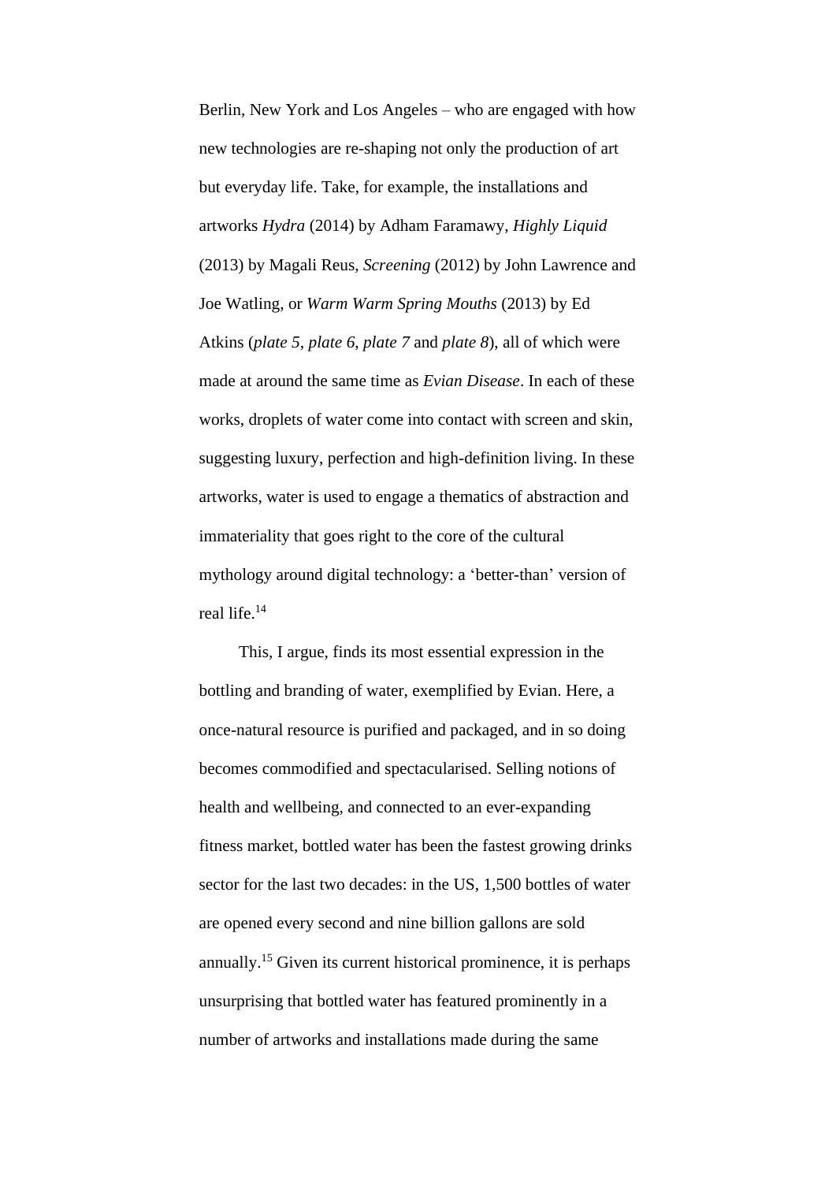Berlin, New York and Los Angeles – who are engaged with how new technologies are re-shaping not only the production of art but everyday life. Take, for example, the installations and artworks *Hydra* (2014) by Adham Faramawy, *Highly Liquid* (2013) by Magali Reus, *Screening* (2012) by John Lawrence and Joe Watling, or *Warm Warm Spring Mouths* (2013) by Ed Atkins (*plate 5*, *plate 6*, *plate 7* and *plate 8*), all of which were made at around the same time as *Evian Disease*. In each of these works, droplets of water come into contact with screen and skin, suggesting luxury, perfection and high-definition living. In these artworks, water is used to engage a thematics of abstraction and immateriality that goes right to the core of the cultural mythology around digital technology: a 'better-than' version of real life.[14]

This, I argue, finds its most essential expression in the bottling and branding of water, exemplified by Evian. Here, a once-natural resource is purified and packaged, and in so doing becomes commodified and spectacularised. Selling notions of health and wellbeing, and connected to an ever-expanding fitness market, bottled water has been the fastest growing drinks sector for the last two decades: in the US, 1,500 bottles of water are opened every second and nine billion gallons are sold annually.[15] Given its current historical prominence, it is perhaps unsurprising that bottled water has featured prominently in a number of artworks and installations made during the same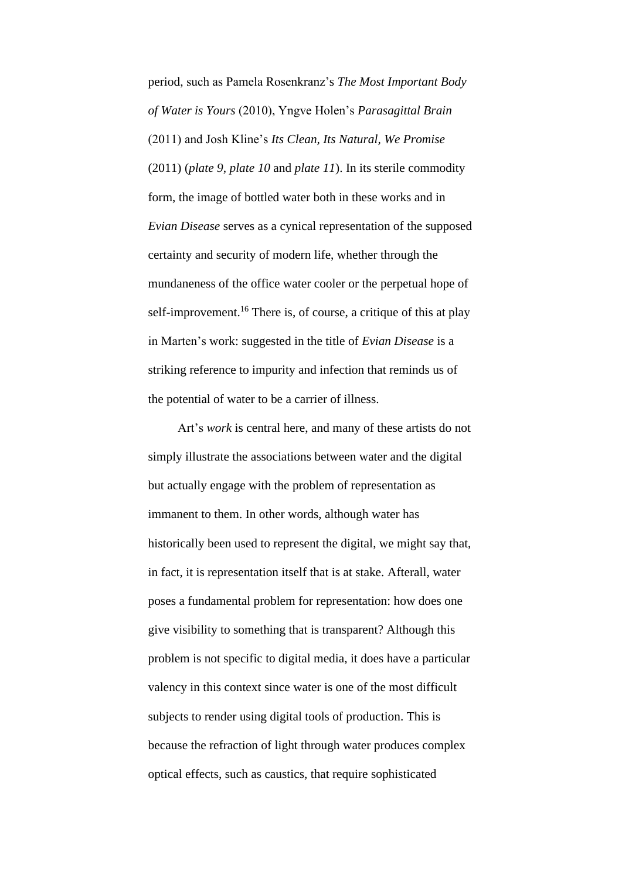period, such as Pamela Rosenkranz's *The Most Important Body of Water is Yours* (2010), Yngve Holen's *Parasagittal Brain* (2011) and Josh Kline's *Its Clean, Its Natural, We Promise* (2011) (*plate 9*, *plate 10* and *plate 11*). In its sterile commodity form, the image of bottled water both in these works and in *Evian Disease* serves as a cynical representation of the supposed certainty and security of modern life, whether through the mundaneness of the office water cooler or the perpetual hope of self-improvement.[16] There is, of course, a critique of this at play in Marten's work: suggested in the title of *Evian Disease* is a striking reference to impurity and infection that reminds us of the potential of water to be a carrier of illness.

Art's *work* is central here, and many of these artists do not simply illustrate the associations between water and the digital but actually engage with the problem of representation as immanent to them. In other words, although water has historically been used to represent the digital, we might say that, in fact, it is representation itself that is at stake. Afterall, water poses a fundamental problem for representation: how does one give visibility to something that is transparent? Although this problem is not specific to digital media, it does have a particular valency in this context since water is one of the most difficult subjects to render using digital tools of production. This is because the refraction of light through water produces complex optical effects, such as caustics, that require sophisticated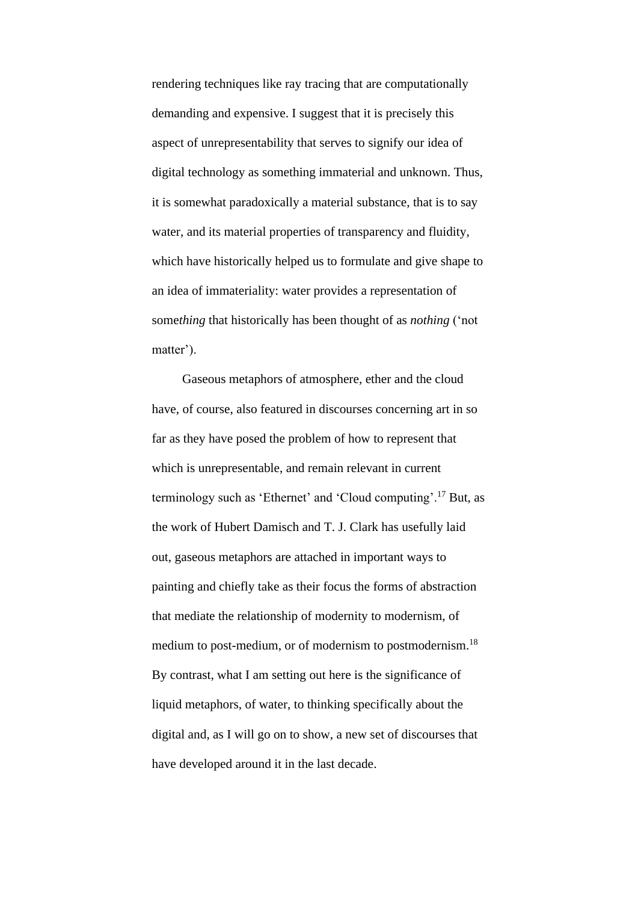rendering techniques like ray tracing that are computationally demanding and expensive. I suggest that it is precisely this aspect of unrepresentability that serves to signify our idea of digital technology as something immaterial and unknown. Thus, it is somewhat paradoxically a material substance, that is to say water, and its material properties of transparency and fluidity, which have historically helped us to formulate and give shape to an idea of immateriality: water provides a representation of some*thing* that historically has been thought of as *nothing* ('not matter').

Gaseous metaphors of atmosphere, ether and the cloud have, of course, also featured in discourses concerning art in so far as they have posed the problem of how to represent that which is unrepresentable, and remain relevant in current terminology such as 'Ethernet' and 'Cloud computing'.[17] But, as the work of Hubert Damisch and T. J. Clark has usefully laid out, gaseous metaphors are attached in important ways to painting and chiefly take as their focus the forms of abstraction that mediate the relationship of modernity to modernism, of medium to post-medium, or of modernism to postmodernism.[18] By contrast, what I am setting out here is the significance of liquid metaphors, of water, to thinking specifically about the digital and, as I will go on to show, a new set of discourses that have developed around it in the last decade.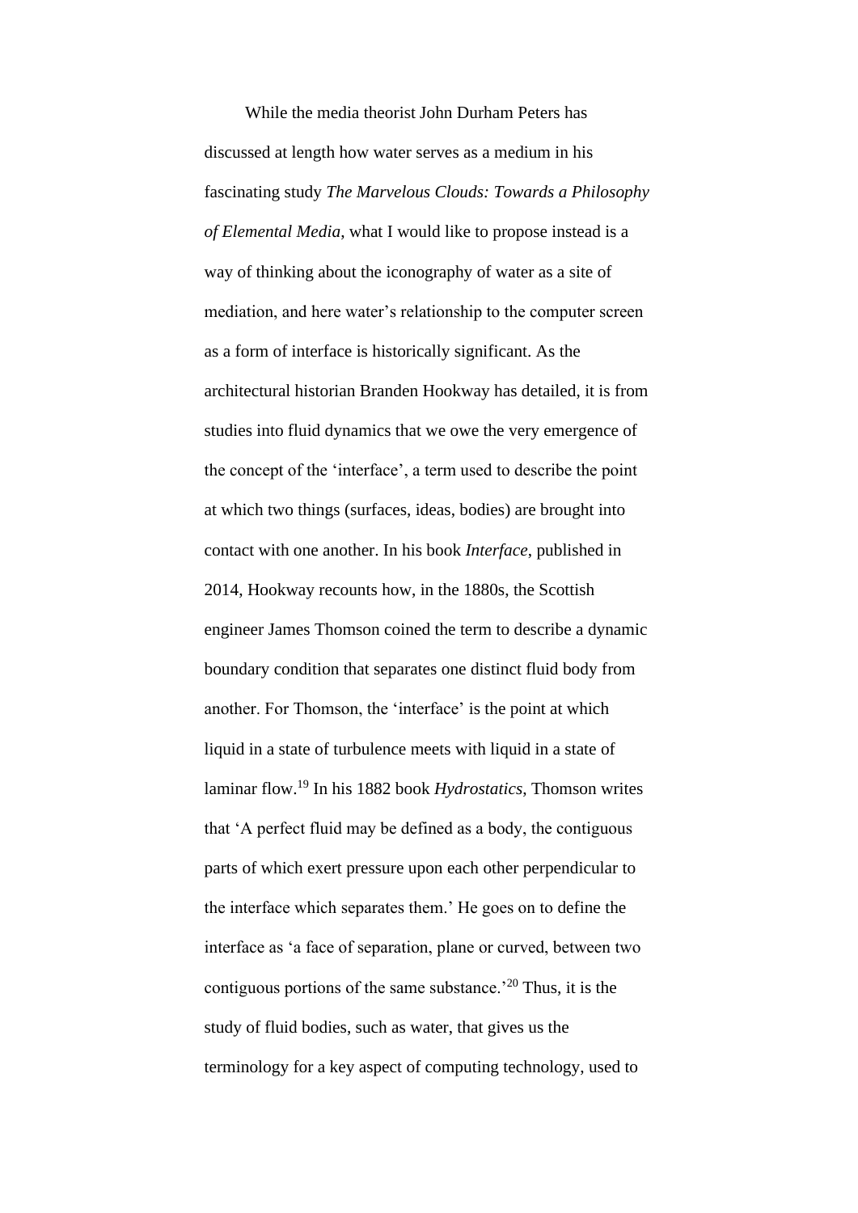While the media theorist John Durham Peters has discussed at length how water serves as a medium in his fascinating study *The Marvelous Clouds: Towards a Philosophy of Elemental Media*, what I would like to propose instead is a way of thinking about the iconography of water as a site of mediation, and here water's relationship to the computer screen as a form of interface is historically significant. As the architectural historian Branden Hookway has detailed, it is from studies into fluid dynamics that we owe the very emergence of the concept of the 'interface', a term used to describe the point at which two things (surfaces, ideas, bodies) are brought into contact with one another. In his book *Interface*, published in 2014, Hookway recounts how, in the 1880s, the Scottish engineer James Thomson coined the term to describe a dynamic boundary condition that separates one distinct fluid body from another. For Thomson, the 'interface' is the point at which liquid in a state of turbulence meets with liquid in a state of laminar flow.[19] In his 1882 book *Hydrostatics*, Thomson writes that 'A perfect fluid may be defined as a body, the contiguous parts of which exert pressure upon each other perpendicular to the interface which separates them.' He goes on to define the interface as 'a face of separation, plane or curved, between two contiguous portions of the same substance.'[20] Thus, it is the study of fluid bodies, such as water, that gives us the terminology for a key aspect of computing technology, used to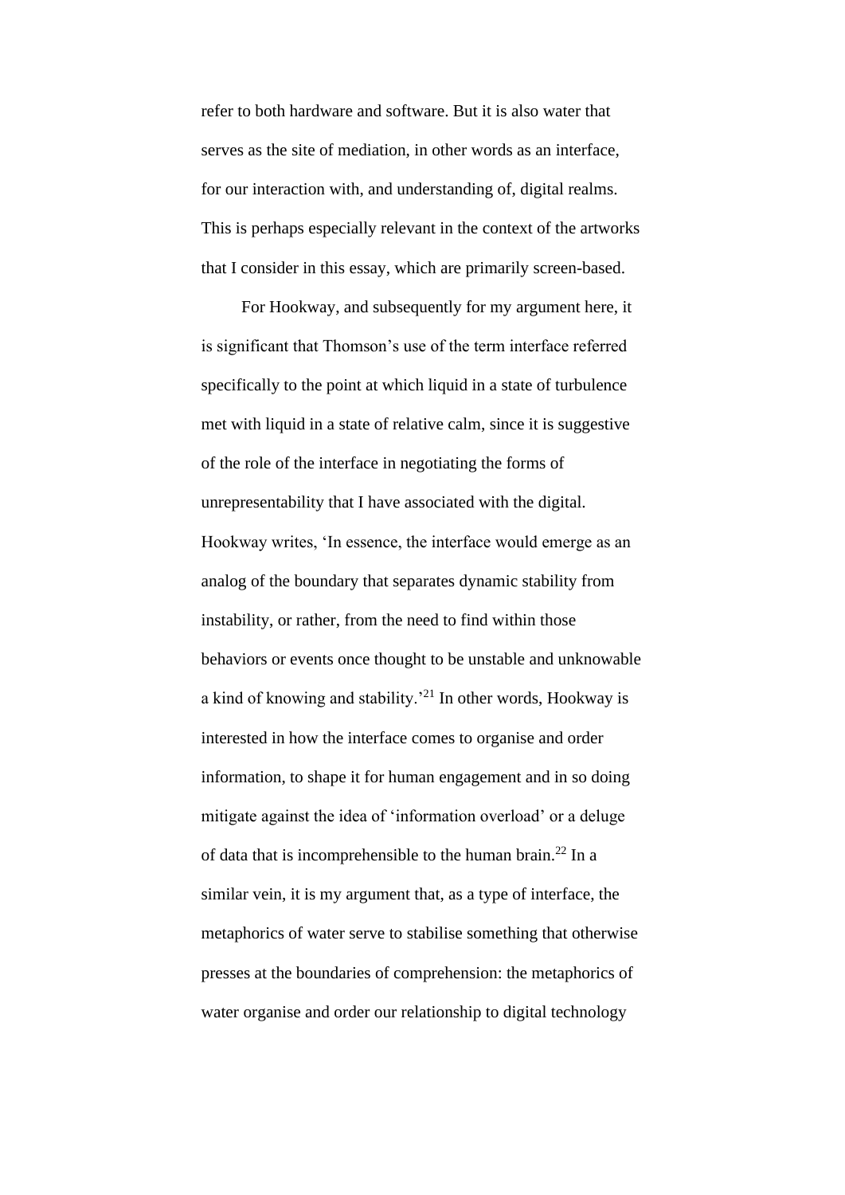refer to both hardware and software. But it is also water that serves as the site of mediation, in other words as an interface, for our interaction with, and understanding of, digital realms. This is perhaps especially relevant in the context of the artworks that I consider in this essay, which are primarily screen-based.

For Hookway, and subsequently for my argument here, it is significant that Thomson's use of the term interface referred specifically to the point at which liquid in a state of turbulence met with liquid in a state of relative calm, since it is suggestive of the role of the interface in negotiating the forms of unrepresentability that I have associated with the digital. Hookway writes, 'In essence, the interface would emerge as an analog of the boundary that separates dynamic stability from instability, or rather, from the need to find within those behaviors or events once thought to be unstable and unknowable a kind of knowing and stability.'[21] In other words, Hookway is interested in how the interface comes to organise and order information, to shape it for human engagement and in so doing mitigate against the idea of 'information overload' or a deluge of data that is incomprehensible to the human brain.[22] In a similar vein, it is my argument that, as a type of interface, the metaphorics of water serve to stabilise something that otherwise presses at the boundaries of comprehension: the metaphorics of water organise and order our relationship to digital technology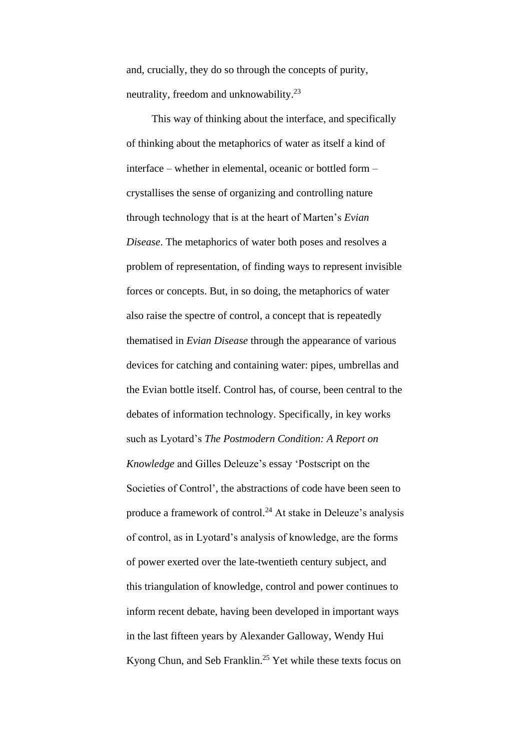and, crucially, they do so through the concepts of purity, neutrality, freedom and unknowability.[23]

This way of thinking about the interface, and specifically of thinking about the metaphorics of water as itself a kind of interface – whether in elemental, oceanic or bottled form – crystallises the sense of organizing and controlling nature through technology that is at the heart of Marten's *Evian Disease*. The metaphorics of water both poses and resolves a problem of representation, of finding ways to represent invisible forces or concepts. But, in so doing, the metaphorics of water also raise the spectre of control, a concept that is repeatedly thematised in *Evian Disease* through the appearance of various devices for catching and containing water: pipes, umbrellas and the Evian bottle itself. Control has, of course, been central to the debates of information technology. Specifically, in key works such as Lyotard's *The Postmodern Condition: A Report on Knowledge* and Gilles Deleuze's essay 'Postscript on the Societies of Control', the abstractions of code have been seen to produce a framework of control.[24] At stake in Deleuze's analysis of control, as in Lyotard's analysis of knowledge, are the forms of power exerted over the late-twentieth century subject, and this triangulation of knowledge, control and power continues to inform recent debate, having been developed in important ways in the last fifteen years by Alexander Galloway, Wendy Hui Kyong Chun, and Seb Franklin.[25] Yet while these texts focus on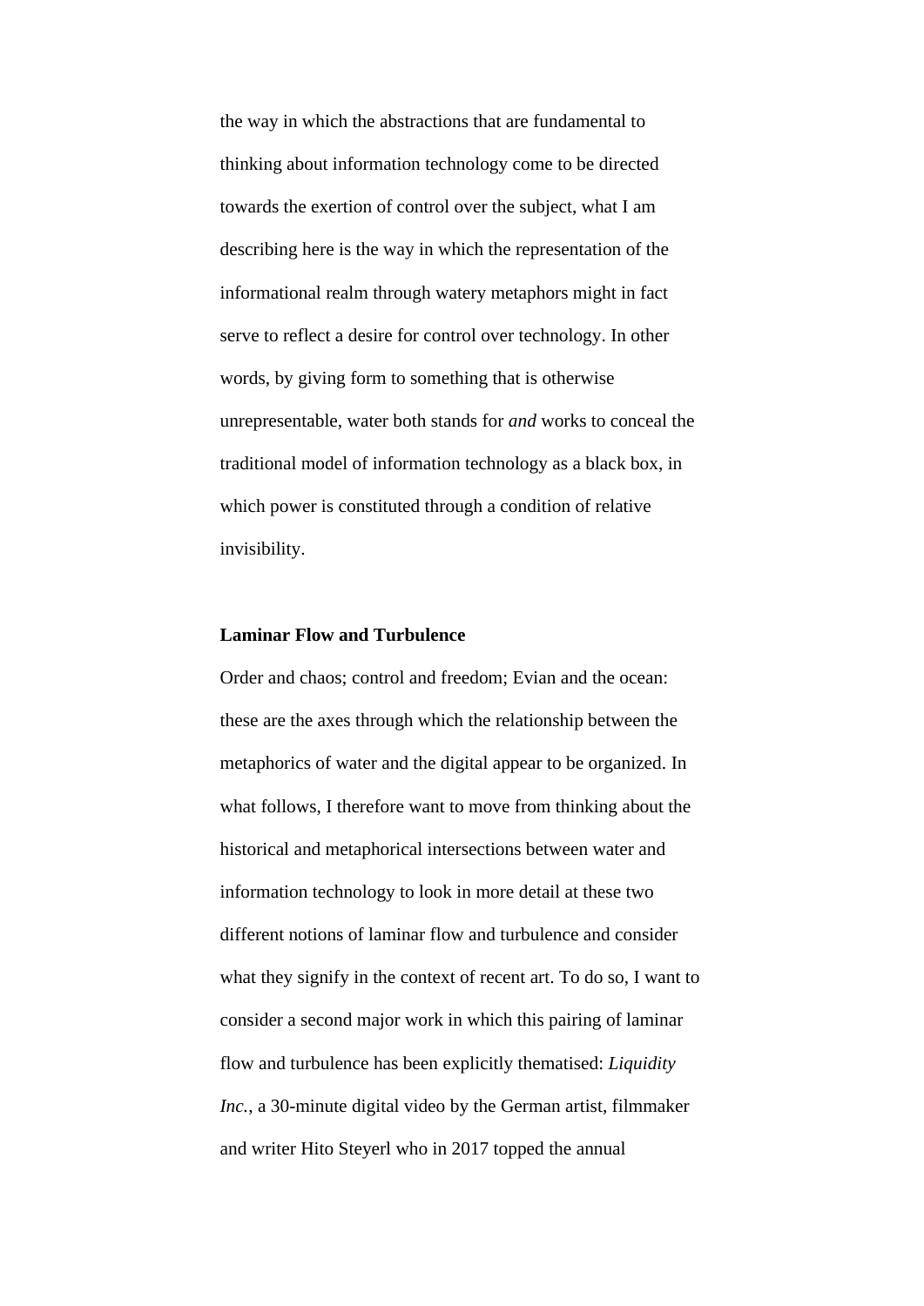the way in which the abstractions that are fundamental to thinking about information technology come to be directed towards the exertion of control over the subject, what I am describing here is the way in which the representation of the informational realm through watery metaphors might in fact serve to reflect a desire for control over technology. In other words, by giving form to something that is otherwise unrepresentable, water both stands for *and* works to conceal the traditional model of information technology as a black box, in which power is constituted through a condition of relative invisibility.

**Laminar Flow and Turbulence**

Order and chaos; control and freedom; Evian and the ocean: these are the axes through which the relationship between the metaphorics of water and the digital appear to be organized. In what follows, I therefore want to move from thinking about the historical and metaphorical intersections between water and information technology to look in more detail at these two different notions of laminar flow and turbulence and consider what they signify in the context of recent art. To do so, I want to consider a second major work in which this pairing of laminar flow and turbulence has been explicitly thematised: *Liquidity Inc.*, a 30-minute digital video by the German artist, filmmaker and writer Hito Steyerl who in 2017 topped the annual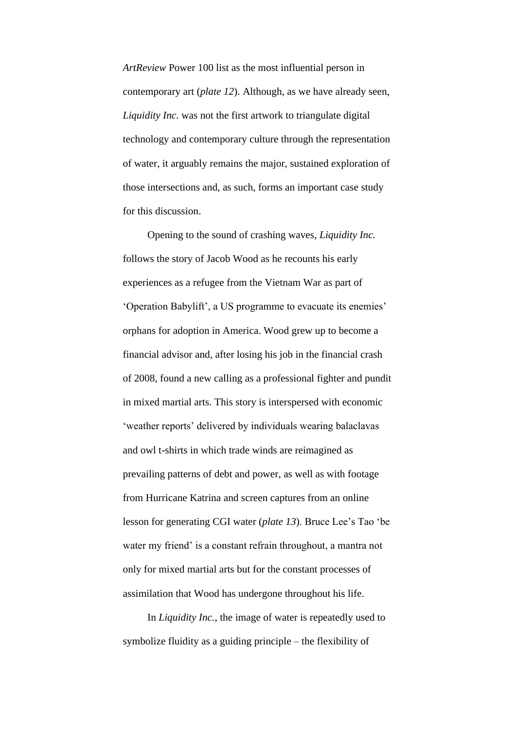*ArtReview* Power 100 list as the most influential person in contemporary art (*plate 12*). Although, as we have already seen, *Liquidity Inc.* was not the first artwork to triangulate digital technology and contemporary culture through the representation of water, it arguably remains the major, sustained exploration of those intersections and, as such, forms an important case study for this discussion.

Opening to the sound of crashing waves, *Liquidity Inc.* follows the story of Jacob Wood as he recounts his early experiences as a refugee from the Vietnam War as part of 'Operation Babylift', a US programme to evacuate its enemies' orphans for adoption in America. Wood grew up to become a financial advisor and, after losing his job in the financial crash of 2008, found a new calling as a professional fighter and pundit in mixed martial arts. This story is interspersed with economic 'weather reports' delivered by individuals wearing balaclavas and owl t-shirts in which trade winds are reimagined as prevailing patterns of debt and power, as well as with footage from Hurricane Katrina and screen captures from an online lesson for generating CGI water (*plate 13*). Bruce Lee's Tao 'be water my friend' is a constant refrain throughout, a mantra not only for mixed martial arts but for the constant processes of assimilation that Wood has undergone throughout his life.

In *Liquidity Inc.*, the image of water is repeatedly used to symbolize fluidity as a guiding principle – the flexibility of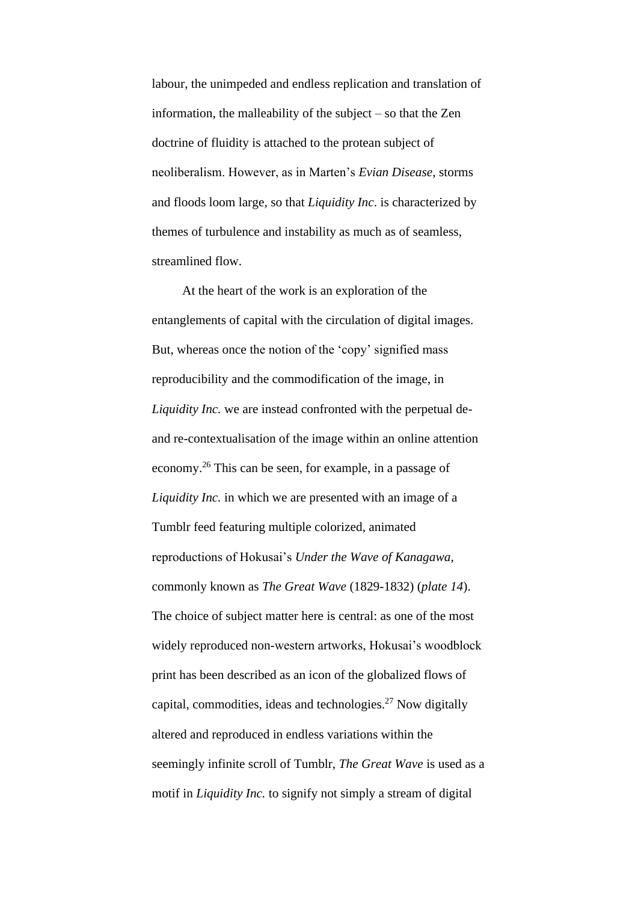labour, the unimpeded and endless replication and translation of information, the malleability of the subject – so that the Zen doctrine of fluidity is attached to the protean subject of neoliberalism. However, as in Marten's *Evian Disease*, storms and floods loom large, so that *Liquidity Inc*. is characterized by themes of turbulence and instability as much as of seamless, streamlined flow.

At the heart of the work is an exploration of the entanglements of capital with the circulation of digital images. But, whereas once the notion of the 'copy' signified mass reproducibility and the commodification of the image, in *Liquidity Inc.* we are instead confronted with the perpetual de- and re-contextualisation of the image within an online attention economy.[26] This can be seen, for example, in a passage of *Liquidity Inc.* in which we are presented with an image of a Tumblr feed featuring multiple colorized, animated reproductions of Hokusai's *Under the Wave of Kanagawa*, commonly known as *The Great Wave* (1829-1832) (*plate 14*). The choice of subject matter here is central: as one of the most widely reproduced non-western artworks, Hokusai's woodblock print has been described as an icon of the globalized flows of capital, commodities, ideas and technologies.[27] Now digitally altered and reproduced in endless variations within the seemingly infinite scroll of Tumblr, *The Great Wave* is used as a motif in *Liquidity Inc.* to signify not simply a stream of digital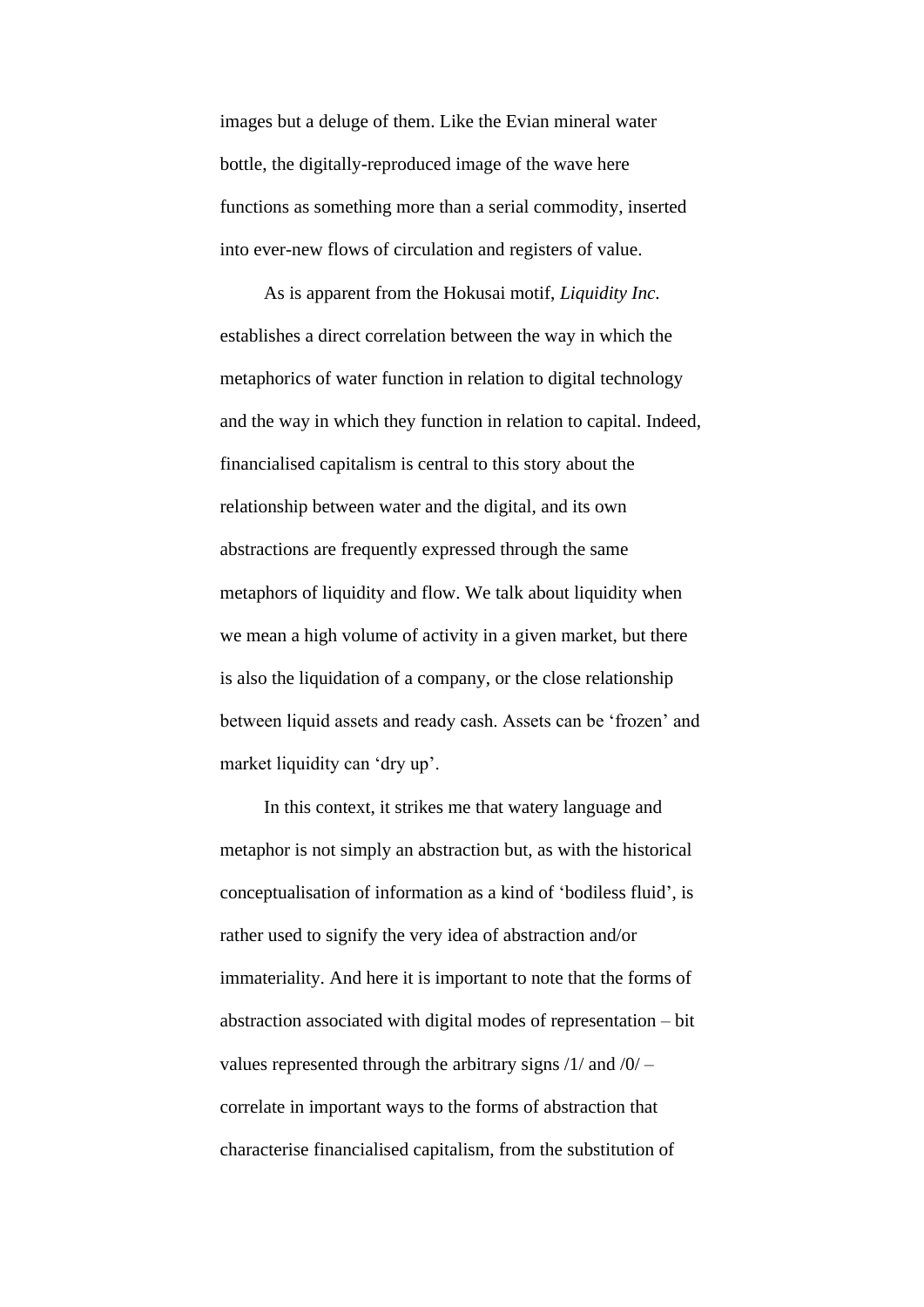images but a deluge of them. Like the Evian mineral water bottle, the digitally-reproduced image of the wave here functions as something more than a serial commodity, inserted into ever-new flows of circulation and registers of value.

As is apparent from the Hokusai motif, *Liquidity Inc.* establishes a direct correlation between the way in which the metaphorics of water function in relation to digital technology and the way in which they function in relation to capital. Indeed, financialised capitalism is central to this story about the relationship between water and the digital, and its own abstractions are frequently expressed through the same metaphors of liquidity and flow. We talk about liquidity when we mean a high volume of activity in a given market, but there is also the liquidation of a company, or the close relationship between liquid assets and ready cash. Assets can be 'frozen' and market liquidity can 'dry up'.

In this context, it strikes me that watery language and metaphor is not simply an abstraction but, as with the historical conceptualisation of information as a kind of 'bodiless fluid', is rather used to signify the very idea of abstraction and/or immateriality. And here it is important to note that the forms of abstraction associated with digital modes of representation – bit values represented through the arbitrary signs /1/ and /0/ – correlate in important ways to the forms of abstraction that characterise financialised capitalism, from the substitution of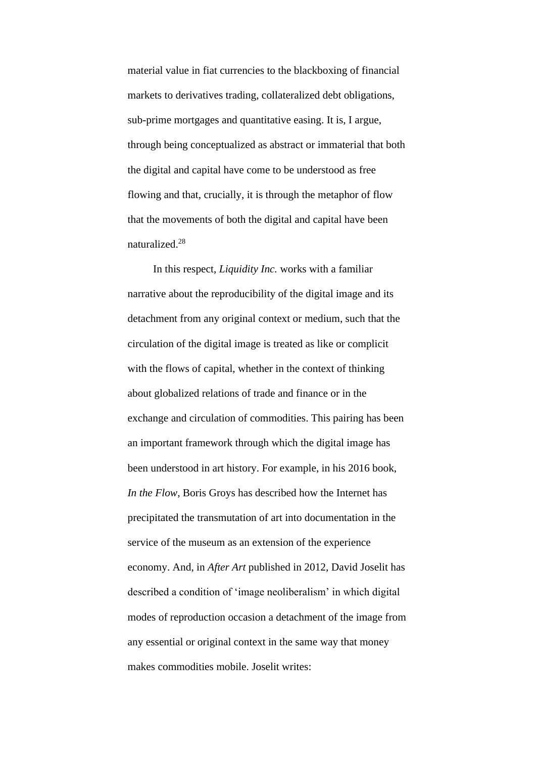material value in fiat currencies to the blackboxing of financial markets to derivatives trading, collateralized debt obligations, sub-prime mortgages and quantitative easing. It is, I argue, through being conceptualized as abstract or immaterial that both the digital and capital have come to be understood as free flowing and that, crucially, it is through the metaphor of flow that the movements of both the digital and capital have been naturalized.[28]

In this respect, *Liquidity Inc.* works with a familiar narrative about the reproducibility of the digital image and its detachment from any original context or medium, such that the circulation of the digital image is treated as like or complicit with the flows of capital, whether in the context of thinking about globalized relations of trade and finance or in the exchange and circulation of commodities. This pairing has been an important framework through which the digital image has been understood in art history. For example, in his 2016 book, *In the Flow*, Boris Groys has described how the Internet has precipitated the transmutation of art into documentation in the service of the museum as an extension of the experience economy. And, in *After Art* published in 2012, David Joselit has described a condition of 'image neoliberalism' in which digital modes of reproduction occasion a detachment of the image from any essential or original context in the same way that money makes commodities mobile. Joselit writes: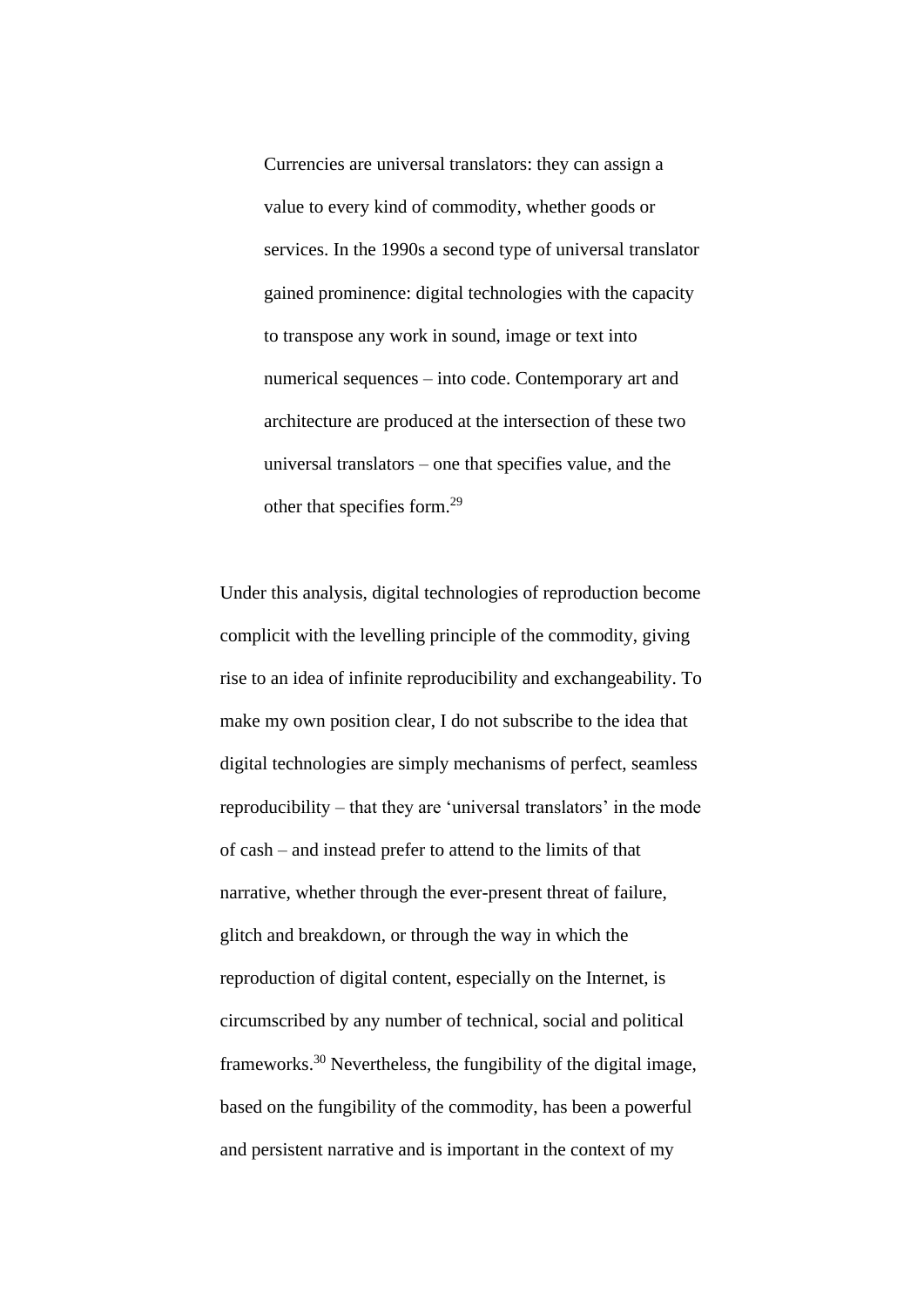> Currencies are universal translators: they can assign a value to every kind of commodity, whether goods or services. In the 1990s a second type of universal translator gained prominence: digital technologies with the capacity to transpose any work in sound, image or text into numerical sequences – into code. Contemporary art and architecture are produced at the intersection of these two universal translators – one that specifies value, and the other that specifies form.[29]

Under this analysis, digital technologies of reproduction become complicit with the levelling principle of the commodity, giving rise to an idea of infinite reproducibility and exchangeability. To make my own position clear, I do not subscribe to the idea that digital technologies are simply mechanisms of perfect, seamless reproducibility – that they are 'universal translators' in the mode of cash – and instead prefer to attend to the limits of that narrative, whether through the ever-present threat of failure, glitch and breakdown, or through the way in which the reproduction of digital content, especially on the Internet, is circumscribed by any number of technical, social and political frameworks.[30] Nevertheless, the fungibility of the digital image, based on the fungibility of the commodity, has been a powerful and persistent narrative and is important in the context of my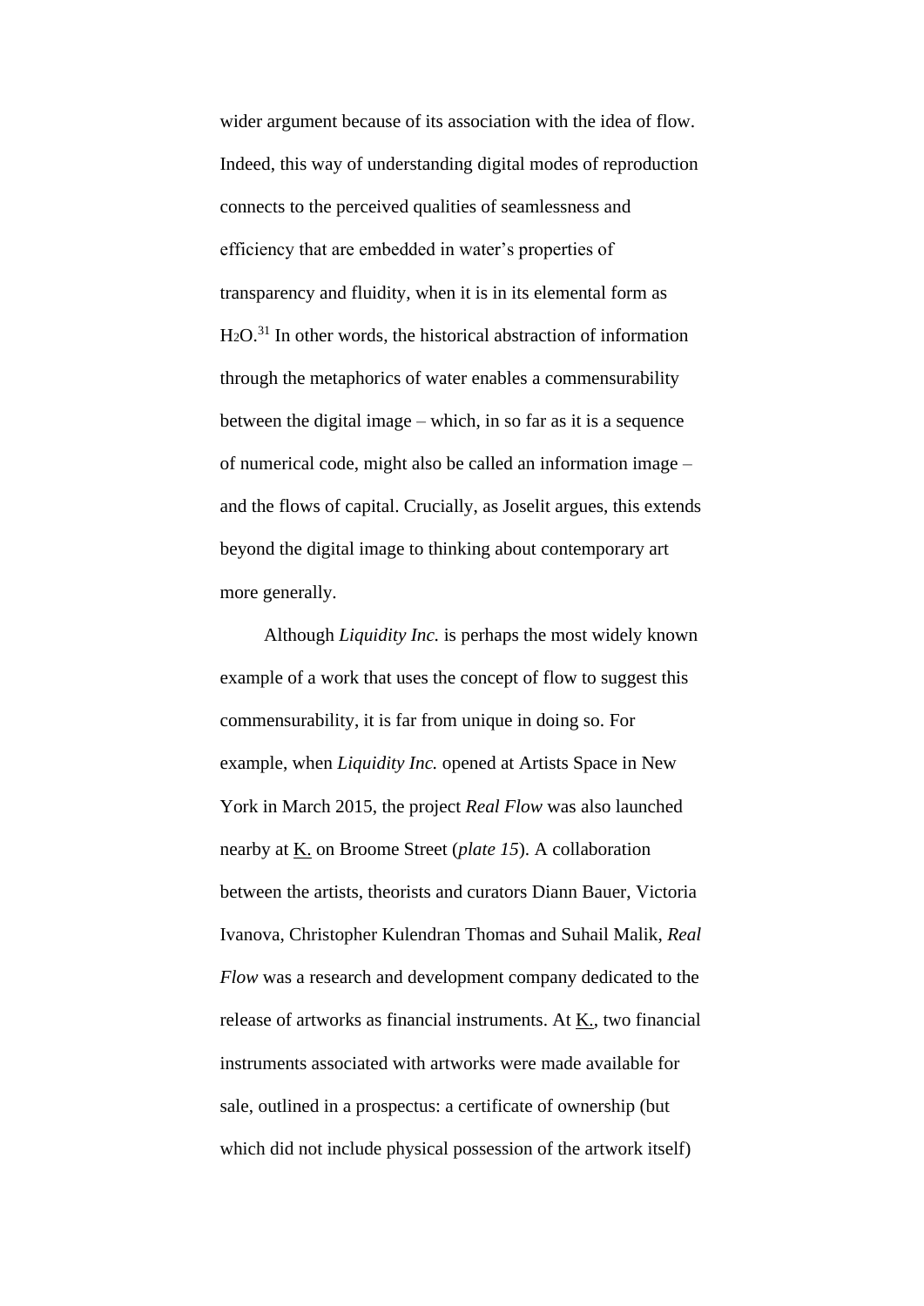wider argument because of its association with the idea of flow. Indeed, this way of understanding digital modes of reproduction connects to the perceived qualities of seamlessness and efficiency that are embedded in water's properties of transparency and fluidity, when it is in its elemental form as $H_2O$.[31] In other words, the historical abstraction of information through the metaphorics of water enables a commensurability between the digital image – which, in so far as it is a sequence of numerical code, might also be called an information image – and the flows of capital. Crucially, as Joselit argues, this extends beyond the digital image to thinking about contemporary art more generally.

Although *Liquidity Inc.* is perhaps the most widely known example of a work that uses the concept of flow to suggest this commensurability, it is far from unique in doing so. For example, when *Liquidity Inc.* opened at Artists Space in New York in March 2015, the project *Real Flow* was also launched nearby at K. on Broome Street (*plate 15*). A collaboration between the artists, theorists and curators Diann Bauer, Victoria Ivanova, Christopher Kulendran Thomas and Suhail Malik, *Real Flow* was a research and development company dedicated to the release of artworks as financial instruments. At K., two financial instruments associated with artworks were made available for sale, outlined in a prospectus: a certificate of ownership (but which did not include physical possession of the artwork itself)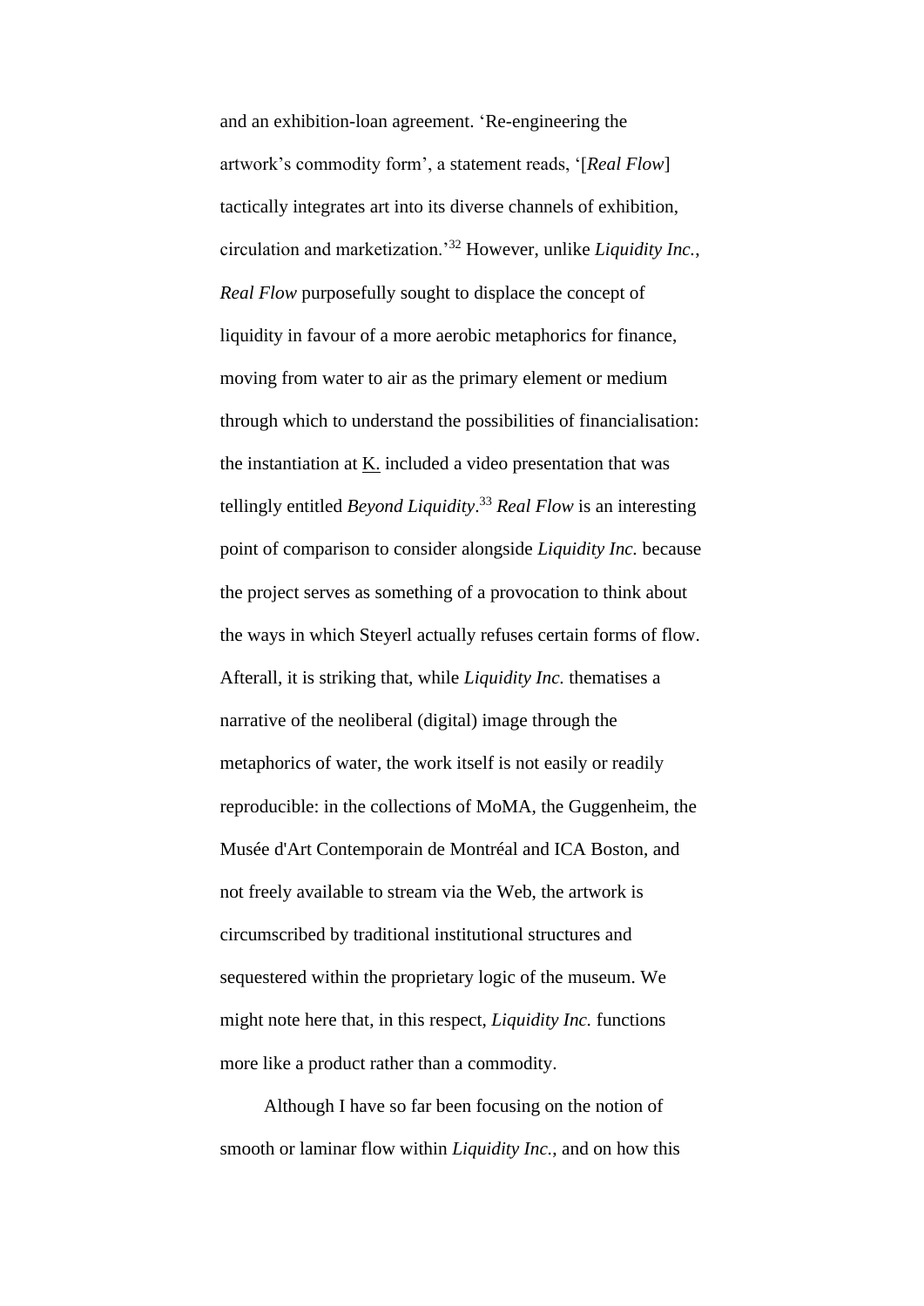and an exhibition-loan agreement. ‘Re-engineering the artwork’s commodity form’, a statement reads, ‘[*Real Flow*] tactically integrates art into its diverse channels of exhibition, circulation and marketization.’[32] However, unlike *Liquidity Inc.*, *Real Flow* purposefully sought to displace the concept of liquidity in favour of a more aerobic metaphorics for finance, moving from water to air as the primary element or medium through which to understand the possibilities of financialisation: the instantiation at K. included a video presentation that was tellingly entitled *Beyond Liquidity*.[33] *Real Flow* is an interesting point of comparison to consider alongside *Liquidity Inc.* because the project serves as something of a provocation to think about the ways in which Steyerl actually refuses certain forms of flow. Afterall, it is striking that, while *Liquidity Inc.* thematises a narrative of the neoliberal (digital) image through the metaphorics of water, the work itself is not easily or readily reproducible: in the collections of MoMA, the Guggenheim, the Musée d'Art Contemporain de Montréal and ICA Boston, and not freely available to stream via the Web, the artwork is circumscribed by traditional institutional structures and sequestered within the proprietary logic of the museum. We might note here that, in this respect, *Liquidity Inc.* functions more like a product rather than a commodity.

Although I have so far been focusing on the notion of smooth or laminar flow within *Liquidity Inc.*, and on how this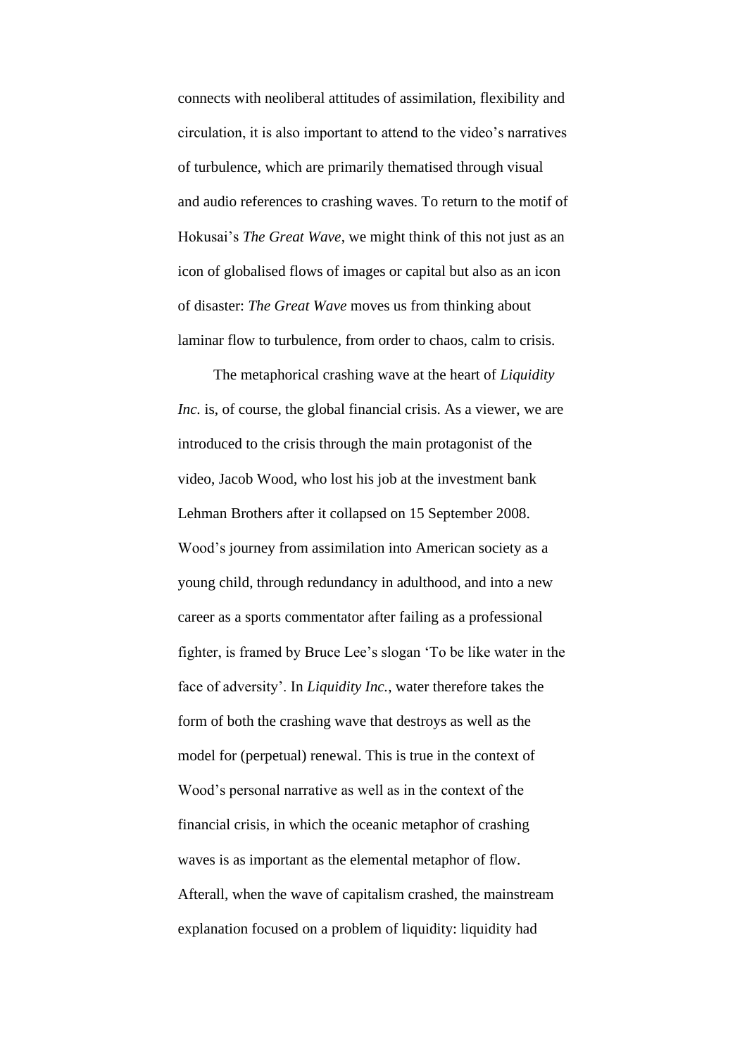connects with neoliberal attitudes of assimilation, flexibility and circulation, it is also important to attend to the video's narratives of turbulence, which are primarily thematised through visual and audio references to crashing waves. To return to the motif of Hokusai's *The Great Wave*, we might think of this not just as an icon of globalised flows of images or capital but also as an icon of disaster: *The Great Wave* moves us from thinking about laminar flow to turbulence, from order to chaos, calm to crisis.

The metaphorical crashing wave at the heart of *Liquidity Inc.* is, of course, the global financial crisis. As a viewer, we are introduced to the crisis through the main protagonist of the video, Jacob Wood, who lost his job at the investment bank Lehman Brothers after it collapsed on 15 September 2008. Wood's journey from assimilation into American society as a young child, through redundancy in adulthood, and into a new career as a sports commentator after failing as a professional fighter, is framed by Bruce Lee's slogan 'To be like water in the face of adversity'. In *Liquidity Inc.*, water therefore takes the form of both the crashing wave that destroys as well as the model for (perpetual) renewal. This is true in the context of Wood's personal narrative as well as in the context of the financial crisis, in which the oceanic metaphor of crashing waves is as important as the elemental metaphor of flow. Afterall, when the wave of capitalism crashed, the mainstream explanation focused on a problem of liquidity: liquidity had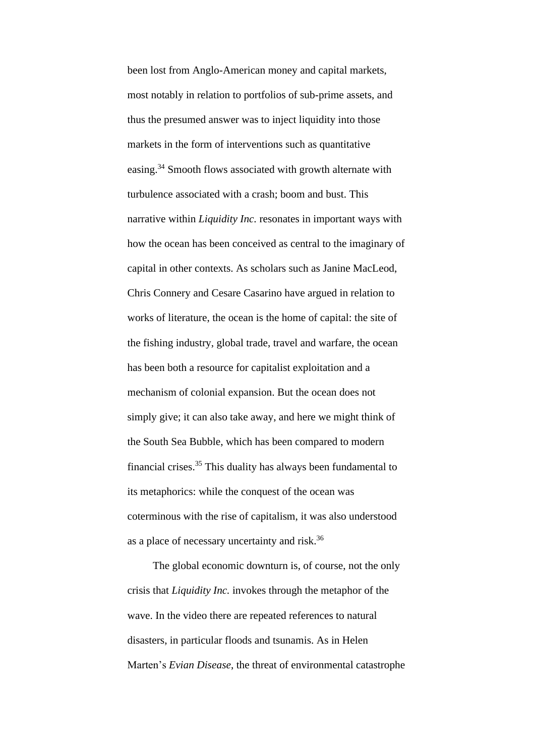been lost from Anglo-American money and capital markets, most notably in relation to portfolios of sub-prime assets, and thus the presumed answer was to inject liquidity into those markets in the form of interventions such as quantitative easing.[34] Smooth flows associated with growth alternate with turbulence associated with a crash; boom and bust. This narrative within *Liquidity Inc.* resonates in important ways with how the ocean has been conceived as central to the imaginary of capital in other contexts. As scholars such as Janine MacLeod, Chris Connery and Cesare Casarino have argued in relation to works of literature, the ocean is the home of capital: the site of the fishing industry, global trade, travel and warfare, the ocean has been both a resource for capitalist exploitation and a mechanism of colonial expansion. But the ocean does not simply give; it can also take away, and here we might think of the South Sea Bubble, which has been compared to modern financial crises.[35] This duality has always been fundamental to its metaphorics: while the conquest of the ocean was coterminous with the rise of capitalism, it was also understood as a place of necessary uncertainty and risk.[36]

The global economic downturn is, of course, not the only crisis that *Liquidity Inc.* invokes through the metaphor of the wave. In the video there are repeated references to natural disasters, in particular floods and tsunamis. As in Helen Marten's *Evian Disease*, the threat of environmental catastrophe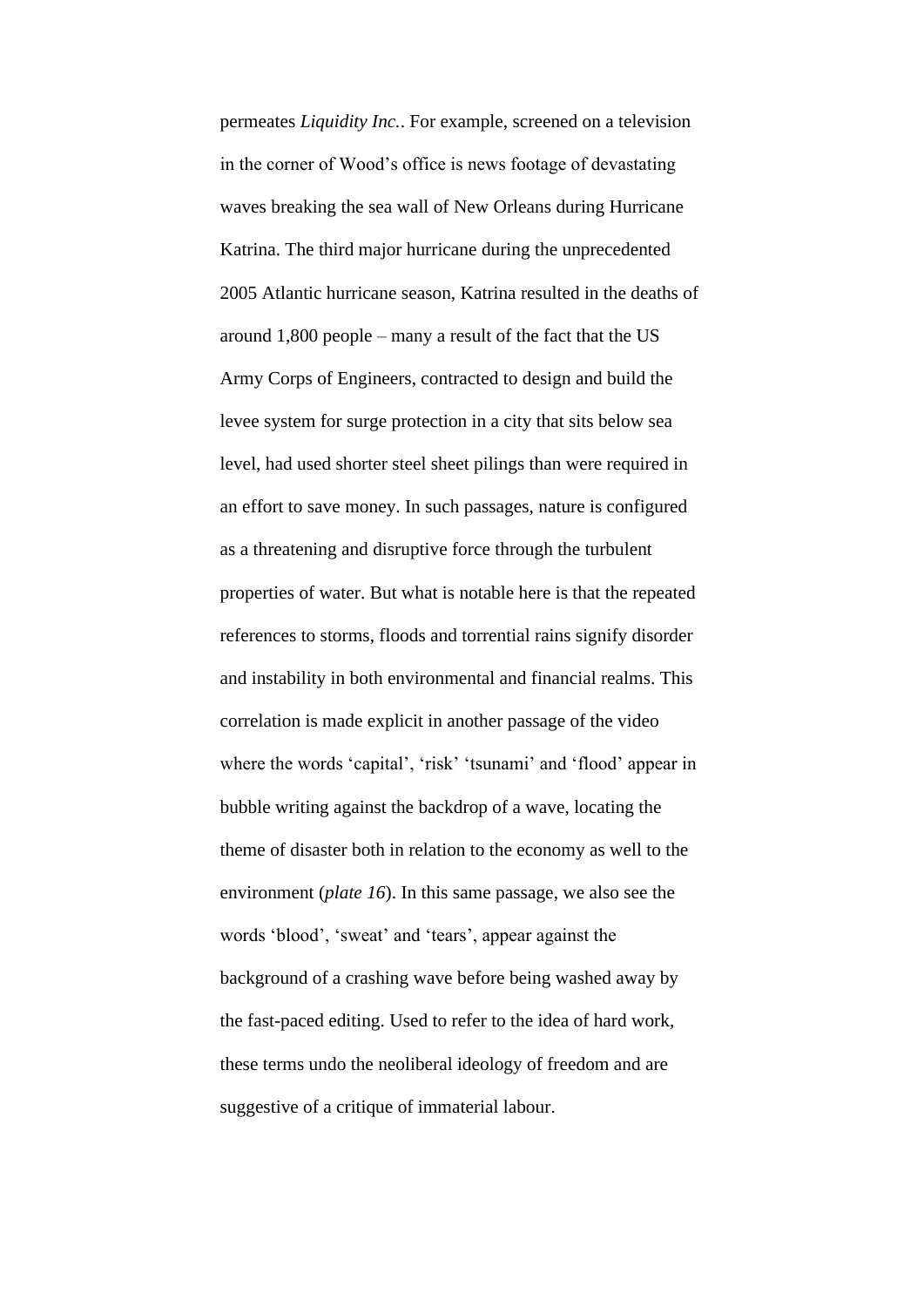permeates *Liquidity Inc.*. For example, screened on a television in the corner of Wood's office is news footage of devastating waves breaking the sea wall of New Orleans during Hurricane Katrina. The third major hurricane during the unprecedented 2005 Atlantic hurricane season, Katrina resulted in the deaths of around 1,800 people – many a result of the fact that the US Army Corps of Engineers, contracted to design and build the levee system for surge protection in a city that sits below sea level, had used shorter steel sheet pilings than were required in an effort to save money. In such passages, nature is configured as a threatening and disruptive force through the turbulent properties of water. But what is notable here is that the repeated references to storms, floods and torrential rains signify disorder and instability in both environmental and financial realms. This correlation is made explicit in another passage of the video where the words 'capital', 'risk' 'tsunami' and 'flood' appear in bubble writing against the backdrop of a wave, locating the theme of disaster both in relation to the economy as well to the environment (*plate 16*). In this same passage, we also see the words 'blood', 'sweat' and 'tears', appear against the background of a crashing wave before being washed away by the fast-paced editing. Used to refer to the idea of hard work, these terms undo the neoliberal ideology of freedom and are suggestive of a critique of immaterial labour.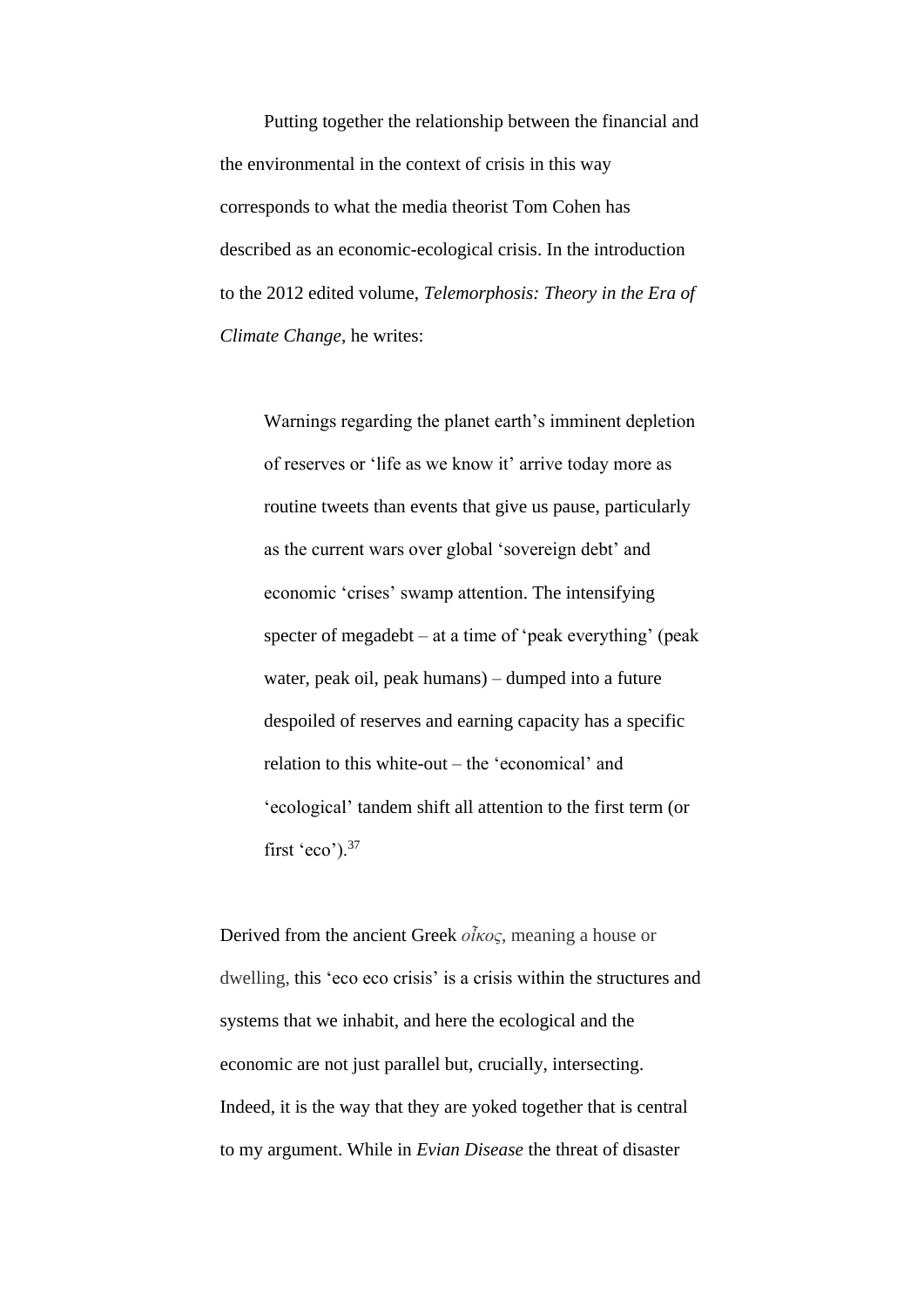Putting together the relationship between the financial and the environmental in the context of crisis in this way corresponds to what the media theorist Tom Cohen has described as an economic-ecological crisis. In the introduction to the 2012 edited volume, *Telemorphosis: Theory in the Era of Climate Change*, he writes:

> Warnings regarding the planet earth's imminent depletion of reserves or 'life as we know it' arrive today more as routine tweets than events that give us pause, particularly as the current wars over global 'sovereign debt' and economic 'crises' swamp attention. The intensifying specter of megadebt – at a time of 'peak everything' (peak water, peak oil, peak humans) – dumped into a future despoiled of reserves and earning capacity has a specific relation to this white-out – the 'economical' and 'ecological' tandem shift all attention to the first term (or first 'eco').[37]

Derived from the ancient Greek *οἶκος*, meaning a house or dwelling, this 'eco eco crisis' is a crisis within the structures and systems that we inhabit, and here the ecological and the economic are not just parallel but, crucially, intersecting. Indeed, it is the way that they are yoked together that is central to my argument. While in *Evian Disease* the threat of disaster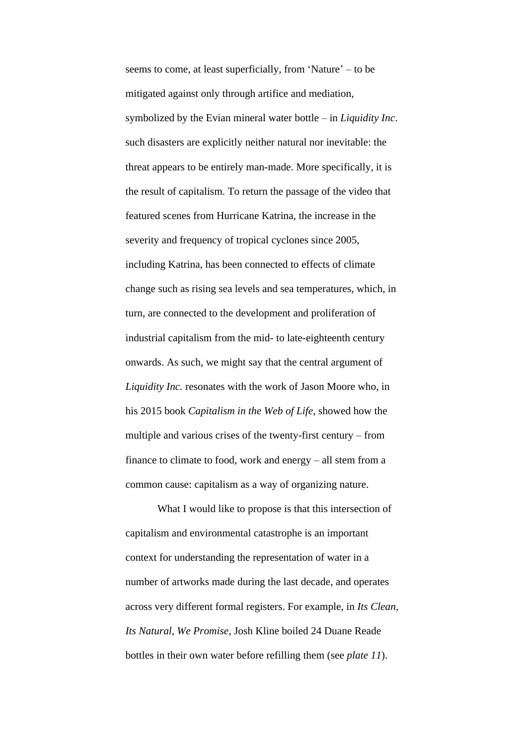seems to come, at least superficially, from 'Nature' – to be mitigated against only through artifice and mediation, symbolized by the Evian mineral water bottle – in *Liquidity Inc*. such disasters are explicitly neither natural nor inevitable: the threat appears to be entirely man-made. More specifically, it is the result of capitalism. To return the passage of the video that featured scenes from Hurricane Katrina, the increase in the severity and frequency of tropical cyclones since 2005, including Katrina, has been connected to effects of climate change such as rising sea levels and sea temperatures, which, in turn, are connected to the development and proliferation of industrial capitalism from the mid- to late-eighteenth century onwards. As such, we might say that the central argument of *Liquidity Inc.* resonates with the work of Jason Moore who, in his 2015 book *Capitalism in the Web of Life*, showed how the multiple and various crises of the twenty-first century – from finance to climate to food, work and energy – all stem from a common cause: capitalism as a way of organizing nature.

What I would like to propose is that this intersection of capitalism and environmental catastrophe is an important context for understanding the representation of water in a number of artworks made during the last decade, and operates across very different formal registers. For example, in *Its Clean, Its Natural, We Promise*, Josh Kline boiled 24 Duane Reade bottles in their own water before refilling them (see *plate 11*).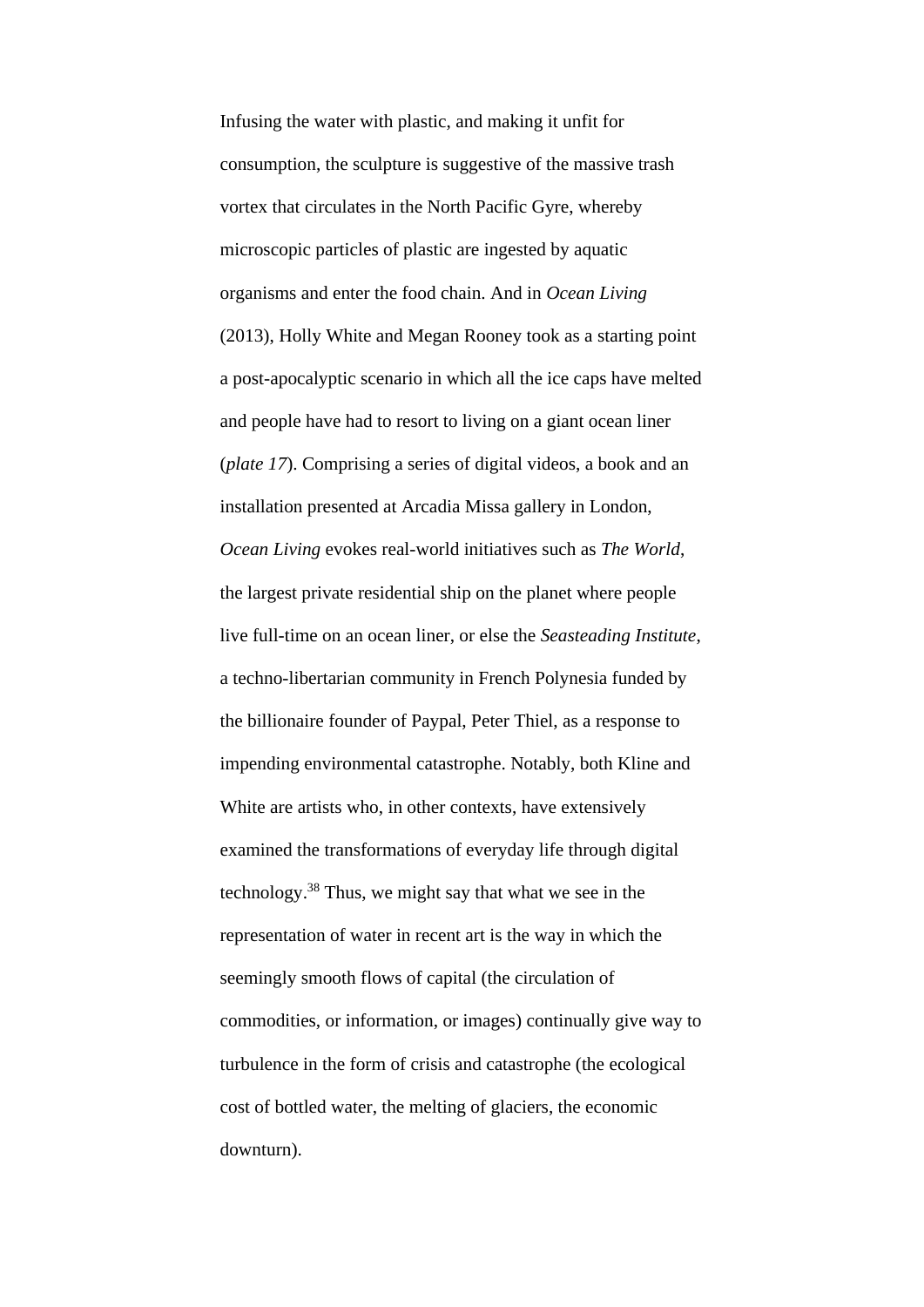Infusing the water with plastic, and making it unfit for consumption, the sculpture is suggestive of the massive trash vortex that circulates in the North Pacific Gyre, whereby microscopic particles of plastic are ingested by aquatic organisms and enter the food chain. And in *Ocean Living* (2013), Holly White and Megan Rooney took as a starting point a post-apocalyptic scenario in which all the ice caps have melted and people have had to resort to living on a giant ocean liner (*plate 17*). Comprising a series of digital videos, a book and an installation presented at Arcadia Missa gallery in London, *Ocean Living* evokes real-world initiatives such as *The World*, the largest private residential ship on the planet where people live full-time on an ocean liner, or else the *Seasteading Institute*, a techno-libertarian community in French Polynesia funded by the billionaire founder of Paypal, Peter Thiel, as a response to impending environmental catastrophe. Notably, both Kline and White are artists who, in other contexts, have extensively examined the transformations of everyday life through digital technology.[38] Thus, we might say that what we see in the representation of water in recent art is the way in which the seemingly smooth flows of capital (the circulation of commodities, or information, or images) continually give way to turbulence in the form of crisis and catastrophe (the ecological cost of bottled water, the melting of glaciers, the economic downturn).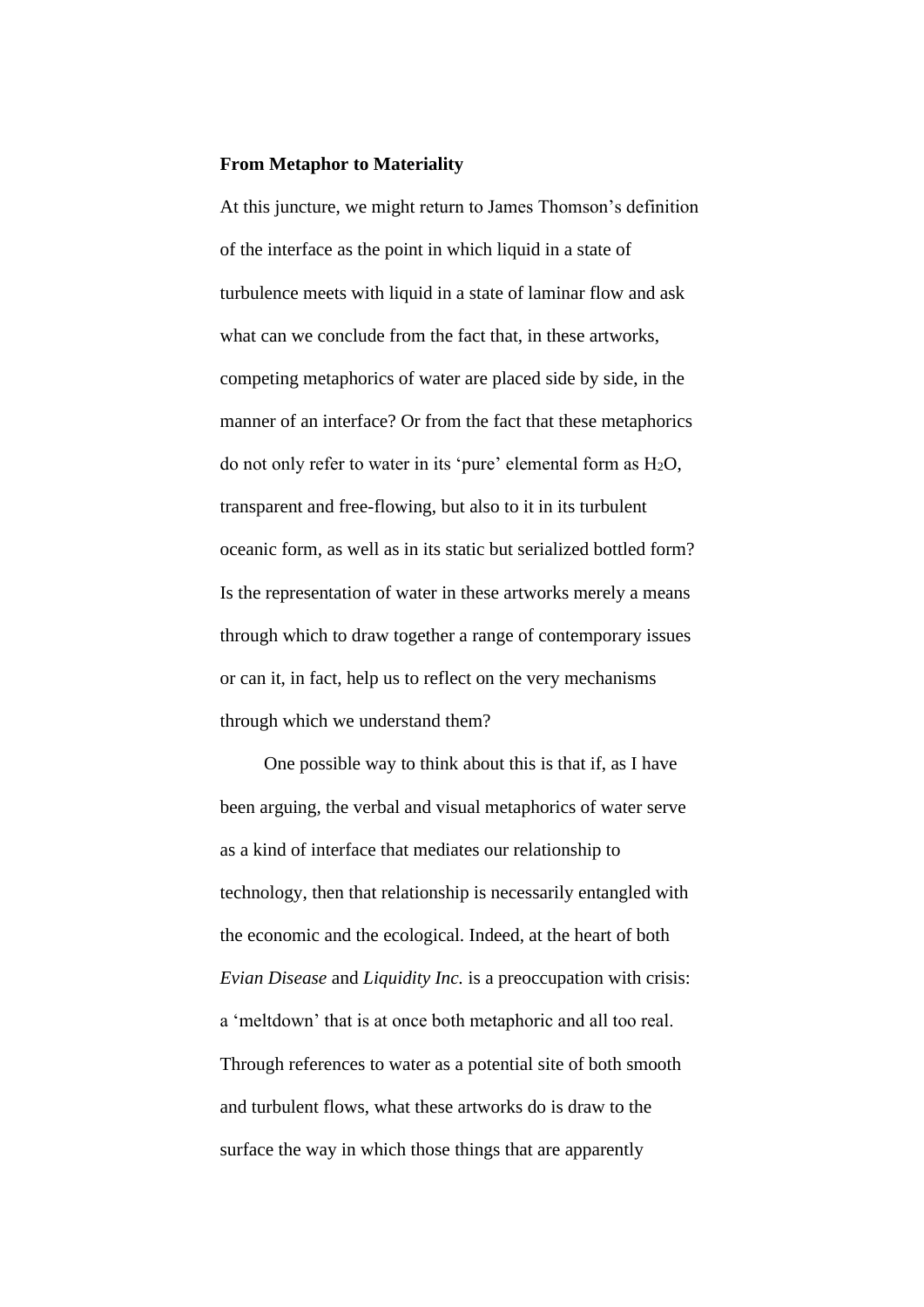**From Metaphor to Materiality**

At this juncture, we might return to James Thomson's definition of the interface as the point in which liquid in a state of turbulence meets with liquid in a state of laminar flow and ask what can we conclude from the fact that, in these artworks, competing metaphorics of water are placed side by side, in the manner of an interface? Or from the fact that these metaphorics do not only refer to water in its 'pure' elemental form as $H_2O$, transparent and free-flowing, but also to it in its turbulent oceanic form, as well as in its static but serialized bottled form? Is the representation of water in these artworks merely a means through which to draw together a range of contemporary issues or can it, in fact, help us to reflect on the very mechanisms through which we understand them?

One possible way to think about this is that if, as I have been arguing, the verbal and visual metaphorics of water serve as a kind of interface that mediates our relationship to technology, then that relationship is necessarily entangled with the economic and the ecological. Indeed, at the heart of both *Evian Disease* and *Liquidity Inc.* is a preoccupation with crisis: a 'meltdown' that is at once both metaphoric and all too real. Through references to water as a potential site of both smooth and turbulent flows, what these artworks do is draw to the surface the way in which those things that are apparently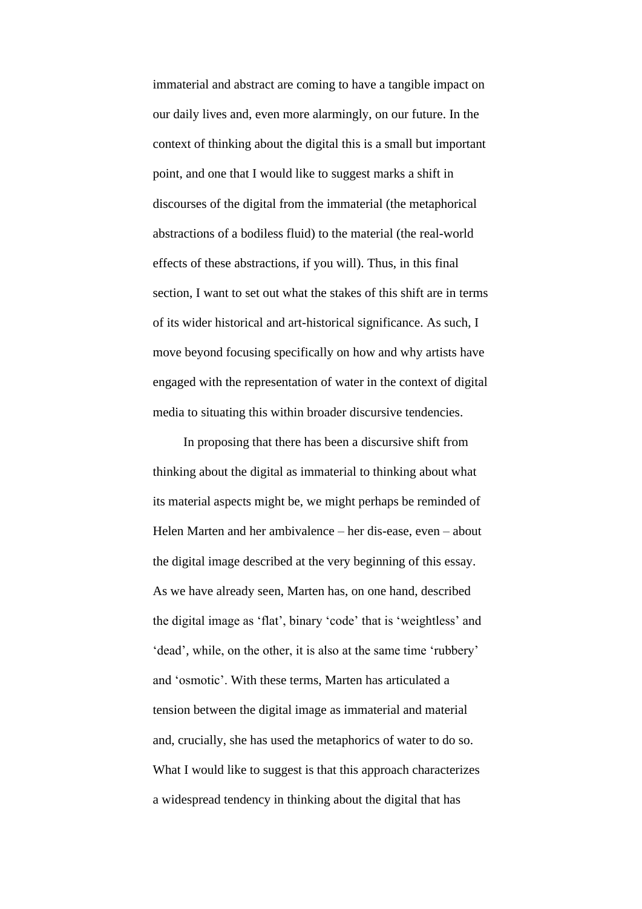immaterial and abstract are coming to have a tangible impact on our daily lives and, even more alarmingly, on our future. In the context of thinking about the digital this is a small but important point, and one that I would like to suggest marks a shift in discourses of the digital from the immaterial (the metaphorical abstractions of a bodiless fluid) to the material (the real-world effects of these abstractions, if you will). Thus, in this final section, I want to set out what the stakes of this shift are in terms of its wider historical and art-historical significance. As such, I move beyond focusing specifically on how and why artists have engaged with the representation of water in the context of digital media to situating this within broader discursive tendencies.

In proposing that there has been a discursive shift from thinking about the digital as immaterial to thinking about what its material aspects might be, we might perhaps be reminded of Helen Marten and her ambivalence – her dis-ease, even – about the digital image described at the very beginning of this essay. As we have already seen, Marten has, on one hand, described the digital image as 'flat', binary 'code' that is 'weightless' and 'dead', while, on the other, it is also at the same time 'rubbery' and 'osmotic'. With these terms, Marten has articulated a tension between the digital image as immaterial and material and, crucially, she has used the metaphorics of water to do so. What I would like to suggest is that this approach characterizes a widespread tendency in thinking about the digital that has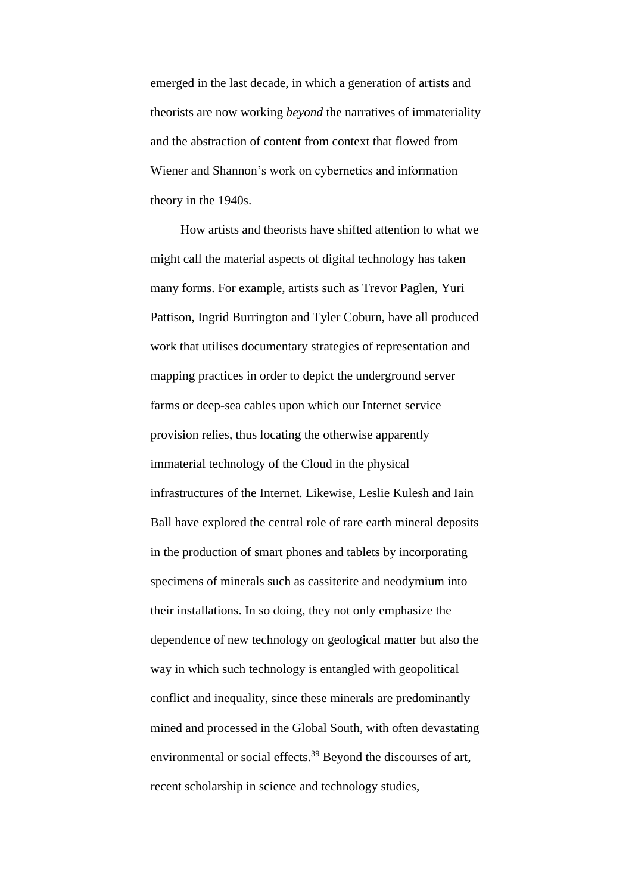emerged in the last decade, in which a generation of artists and theorists are now working *beyond* the narratives of immateriality and the abstraction of content from context that flowed from Wiener and Shannon's work on cybernetics and information theory in the 1940s.

How artists and theorists have shifted attention to what we might call the material aspects of digital technology has taken many forms. For example, artists such as Trevor Paglen, Yuri Pattison, Ingrid Burrington and Tyler Coburn, have all produced work that utilises documentary strategies of representation and mapping practices in order to depict the underground server farms or deep-sea cables upon which our Internet service provision relies, thus locating the otherwise apparently immaterial technology of the Cloud in the physical infrastructures of the Internet. Likewise, Leslie Kulesh and Iain Ball have explored the central role of rare earth mineral deposits in the production of smart phones and tablets by incorporating specimens of minerals such as cassiterite and neodymium into their installations. In so doing, they not only emphasize the dependence of new technology on geological matter but also the way in which such technology is entangled with geopolitical conflict and inequality, since these minerals are predominantly mined and processed in the Global South, with often devastating environmental or social effects.[39] Beyond the discourses of art, recent scholarship in science and technology studies,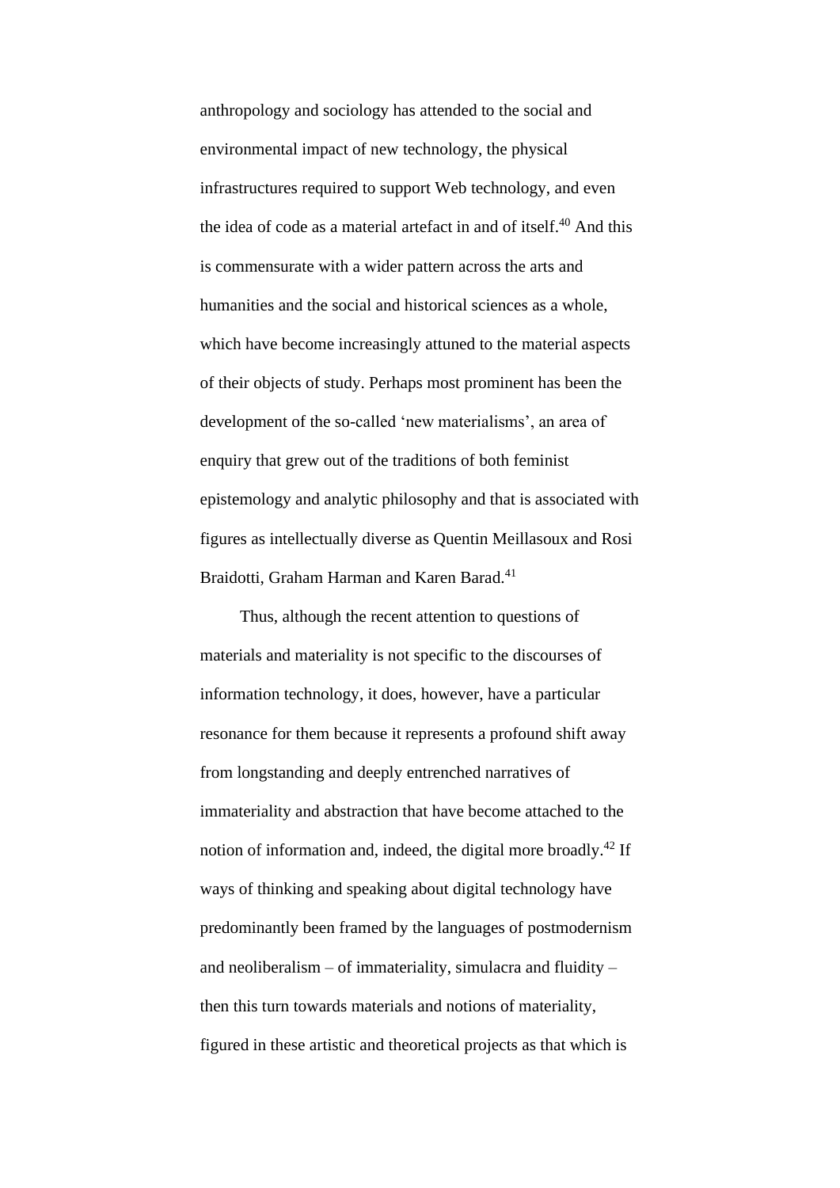anthropology and sociology has attended to the social and environmental impact of new technology, the physical infrastructures required to support Web technology, and even the idea of code as a material artefact in and of itself.[40] And this is commensurate with a wider pattern across the arts and humanities and the social and historical sciences as a whole, which have become increasingly attuned to the material aspects of their objects of study. Perhaps most prominent has been the development of the so-called 'new materialisms', an area of enquiry that grew out of the traditions of both feminist epistemology and analytic philosophy and that is associated with figures as intellectually diverse as Quentin Meillasoux and Rosi Braidotti, Graham Harman and Karen Barad.[41]

Thus, although the recent attention to questions of materials and materiality is not specific to the discourses of information technology, it does, however, have a particular resonance for them because it represents a profound shift away from longstanding and deeply entrenched narratives of immateriality and abstraction that have become attached to the notion of information and, indeed, the digital more broadly.[42] If ways of thinking and speaking about digital technology have predominantly been framed by the languages of postmodernism and neoliberalism – of immateriality, simulacra and fluidity – then this turn towards materials and notions of materiality, figured in these artistic and theoretical projects as that which is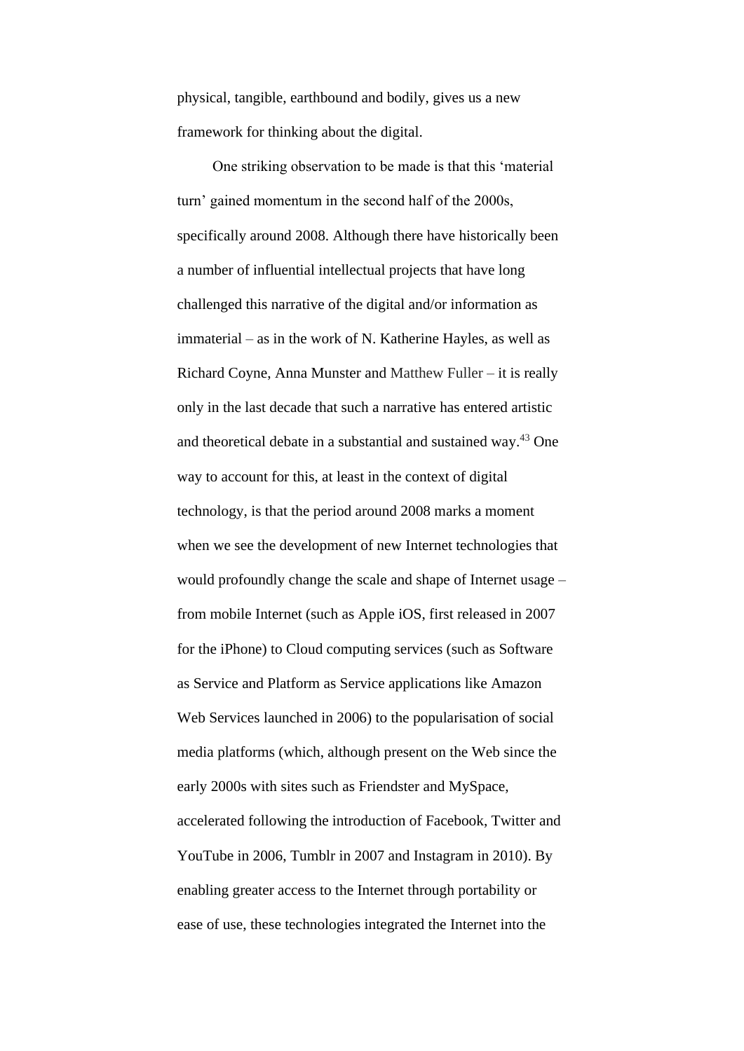physical, tangible, earthbound and bodily, gives us a new framework for thinking about the digital.

One striking observation to be made is that this 'material turn' gained momentum in the second half of the 2000s, specifically around 2008. Although there have historically been a number of influential intellectual projects that have long challenged this narrative of the digital and/or information as immaterial – as in the work of N. Katherine Hayles, as well as Richard Coyne, Anna Munster and Matthew Fuller – it is really only in the last decade that such a narrative has entered artistic and theoretical debate in a substantial and sustained way.[43] One way to account for this, at least in the context of digital technology, is that the period around 2008 marks a moment when we see the development of new Internet technologies that would profoundly change the scale and shape of Internet usage – from mobile Internet (such as Apple iOS, first released in 2007 for the iPhone) to Cloud computing services (such as Software as Service and Platform as Service applications like Amazon Web Services launched in 2006) to the popularisation of social media platforms (which, although present on the Web since the early 2000s with sites such as Friendster and MySpace, accelerated following the introduction of Facebook, Twitter and YouTube in 2006, Tumblr in 2007 and Instagram in 2010). By enabling greater access to the Internet through portability or ease of use, these technologies integrated the Internet into the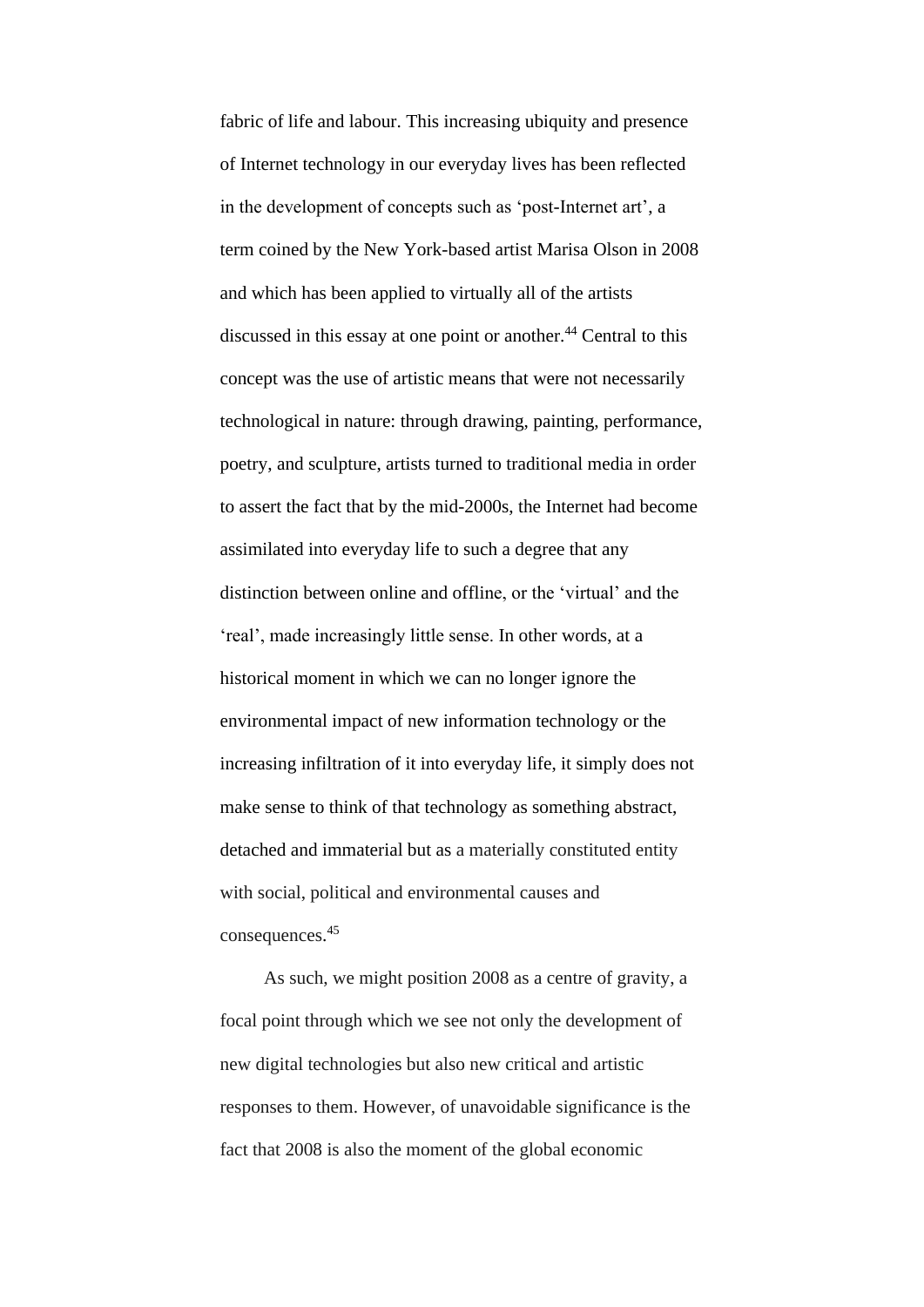fabric of life and labour. This increasing ubiquity and presence of Internet technology in our everyday lives has been reflected in the development of concepts such as 'post-Internet art', a term coined by the New York-based artist Marisa Olson in 2008 and which has been applied to virtually all of the artists discussed in this essay at one point or another.[44] Central to this concept was the use of artistic means that were not necessarily technological in nature: through drawing, painting, performance, poetry, and sculpture, artists turned to traditional media in order to assert the fact that by the mid-2000s, the Internet had become assimilated into everyday life to such a degree that any distinction between online and offline, or the 'virtual' and the 'real', made increasingly little sense. In other words, at a historical moment in which we can no longer ignore the environmental impact of new information technology or the increasing infiltration of it into everyday life, it simply does not make sense to think of that technology as something abstract, detached and immaterial but as a materially constituted entity with social, political and environmental causes and consequences.[45]

As such, we might position 2008 as a centre of gravity, a focal point through which we see not only the development of new digital technologies but also new critical and artistic responses to them. However, of unavoidable significance is the fact that 2008 is also the moment of the global economic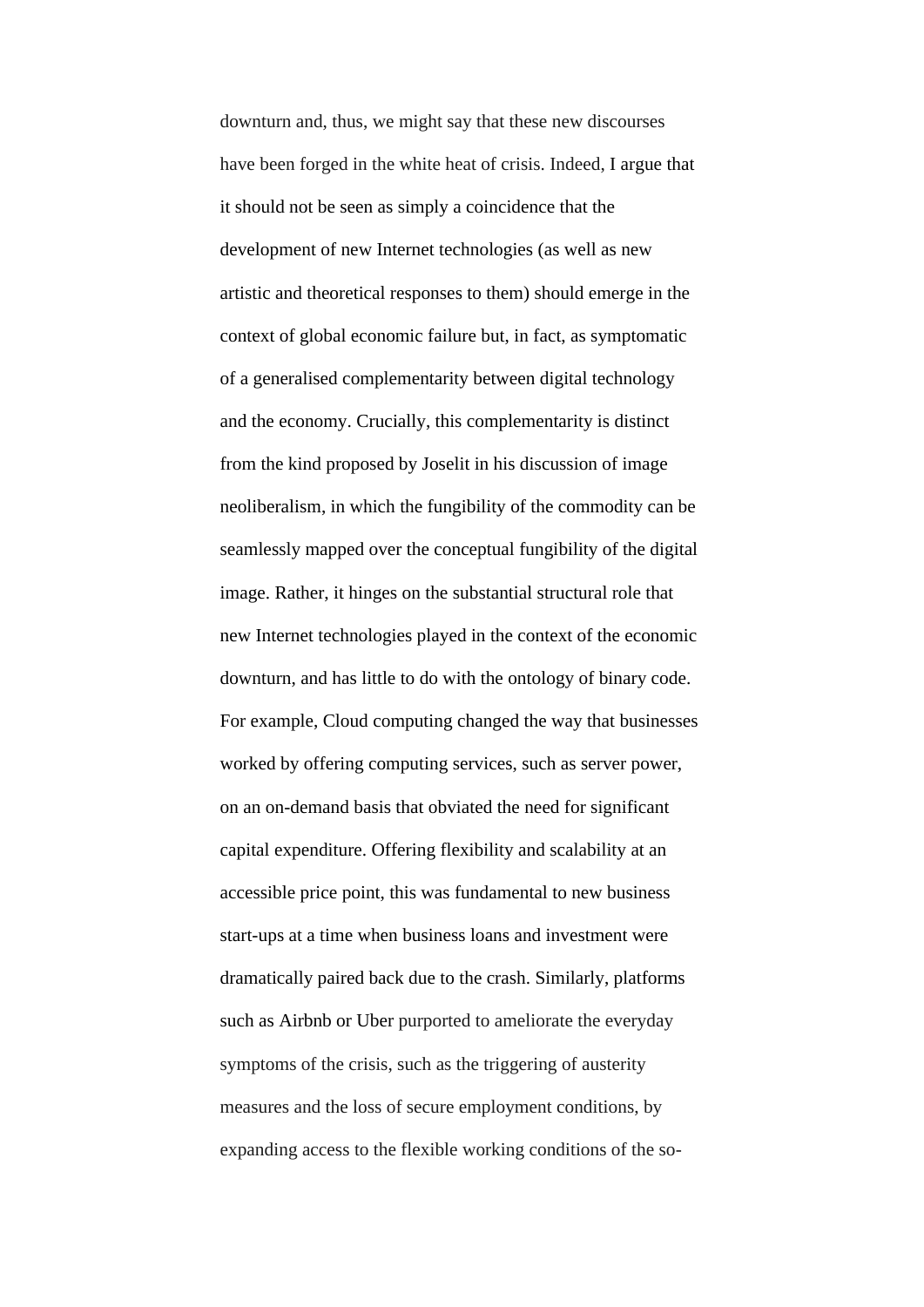downturn and, thus, we might say that these new discourses have been forged in the white heat of crisis. Indeed, I argue that it should not be seen as simply a coincidence that the development of new Internet technologies (as well as new artistic and theoretical responses to them) should emerge in the context of global economic failure but, in fact, as symptomatic of a generalised complementarity between digital technology and the economy. Crucially, this complementarity is distinct from the kind proposed by Joselit in his discussion of image neoliberalism, in which the fungibility of the commodity can be seamlessly mapped over the conceptual fungibility of the digital image. Rather, it hinges on the substantial structural role that new Internet technologies played in the context of the economic downturn, and has little to do with the ontology of binary code. For example, Cloud computing changed the way that businesses worked by offering computing services, such as server power, on an on-demand basis that obviated the need for significant capital expenditure. Offering flexibility and scalability at an accessible price point, this was fundamental to new business start-ups at a time when business loans and investment were dramatically paired back due to the crash. Similarly, platforms such as Airbnb or Uber purported to ameliorate the everyday symptoms of the crisis, such as the triggering of austerity measures and the loss of secure employment conditions, by expanding access to the flexible working conditions of the so-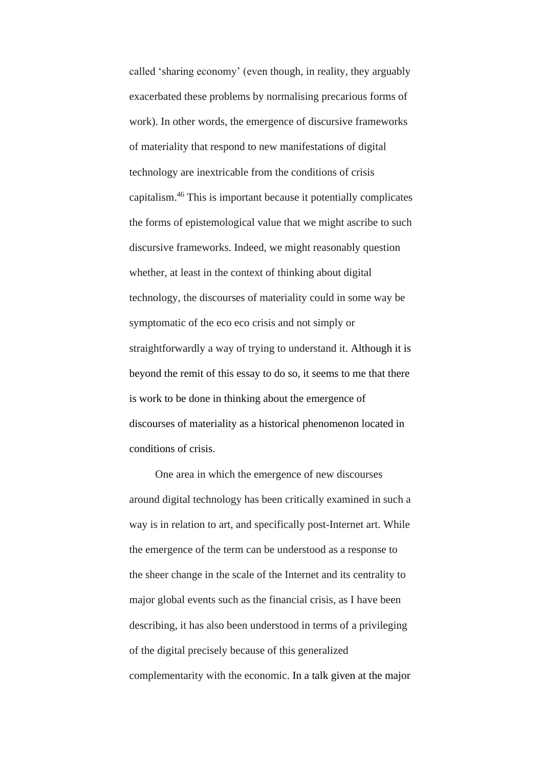called 'sharing economy' (even though, in reality, they arguably exacerbated these problems by normalising precarious forms of work). In other words, the emergence of discursive frameworks of materiality that respond to new manifestations of digital technology are inextricable from the conditions of crisis capitalism.[46] This is important because it potentially complicates the forms of epistemological value that we might ascribe to such discursive frameworks. Indeed, we might reasonably question whether, at least in the context of thinking about digital technology, the discourses of materiality could in some way be symptomatic of the eco eco crisis and not simply or straightforwardly a way of trying to understand it. Although it is beyond the remit of this essay to do so, it seems to me that there is work to be done in thinking about the emergence of discourses of materiality as a historical phenomenon located in conditions of crisis.

One area in which the emergence of new discourses around digital technology has been critically examined in such a way is in relation to art, and specifically post-Internet art. While the emergence of the term can be understood as a response to the sheer change in the scale of the Internet and its centrality to major global events such as the financial crisis, as I have been describing, it has also been understood in terms of a privileging of the digital precisely because of this generalized complementarity with the economic. In a talk given at the major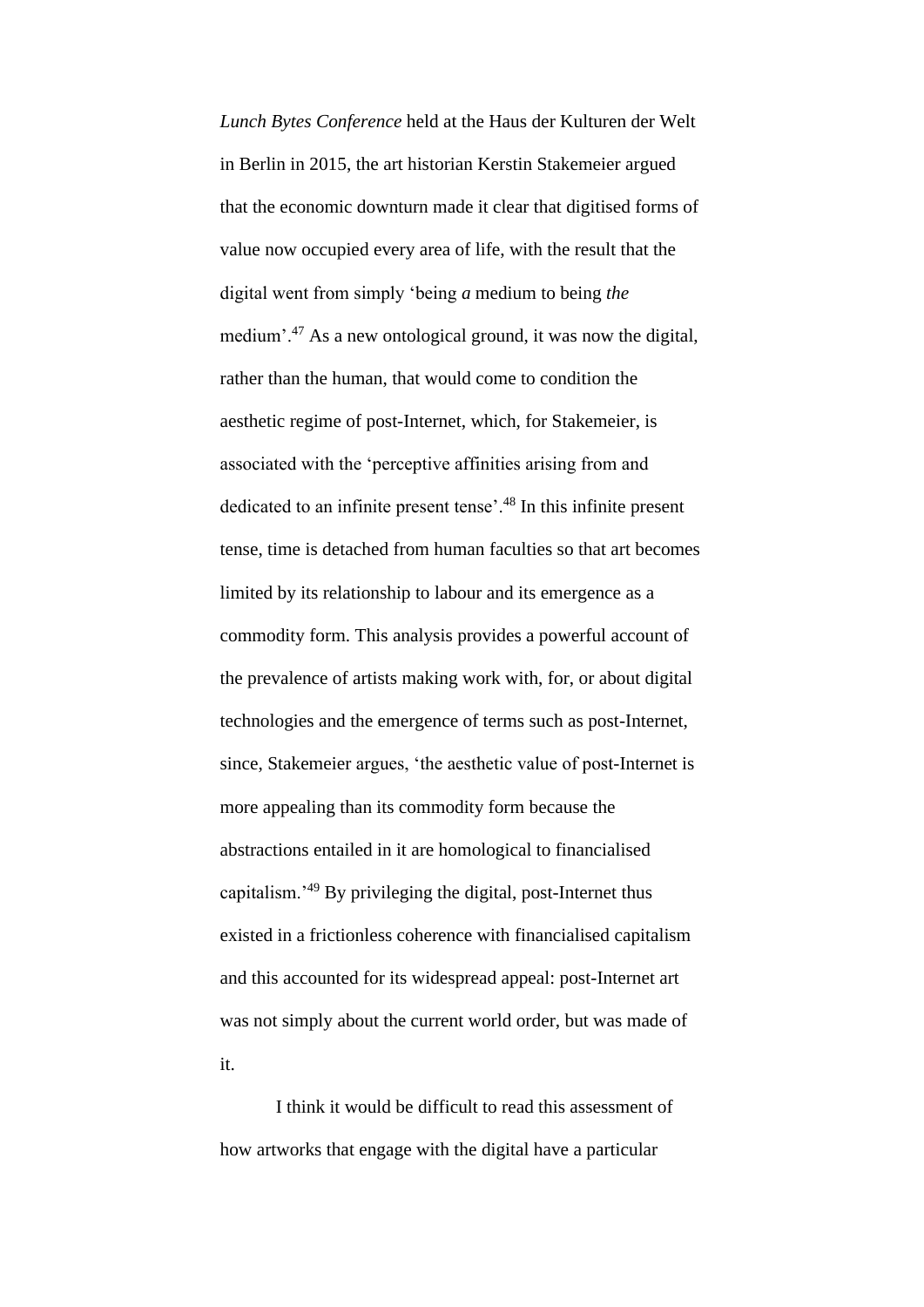*Lunch Bytes Conference* held at the Haus der Kulturen der Welt in Berlin in 2015, the art historian Kerstin Stakemeier argued that the economic downturn made it clear that digitised forms of value now occupied every area of life, with the result that the digital went from simply 'being *a* medium to being *the* medium'.[47] As a new ontological ground, it was now the digital, rather than the human, that would come to condition the aesthetic regime of post-Internet, which, for Stakemeier, is associated with the 'perceptive affinities arising from and dedicated to an infinite present tense'.[48] In this infinite present tense, time is detached from human faculties so that art becomes limited by its relationship to labour and its emergence as a commodity form. This analysis provides a powerful account of the prevalence of artists making work with, for, or about digital technologies and the emergence of terms such as post-Internet, since, Stakemeier argues, 'the aesthetic value of post-Internet is more appealing than its commodity form because the abstractions entailed in it are homological to financialised capitalism.'[49] By privileging the digital, post-Internet thus existed in a frictionless coherence with financialised capitalism and this accounted for its widespread appeal: post-Internet art was not simply about the current world order, but was made of it.

I think it would be difficult to read this assessment of how artworks that engage with the digital have a particular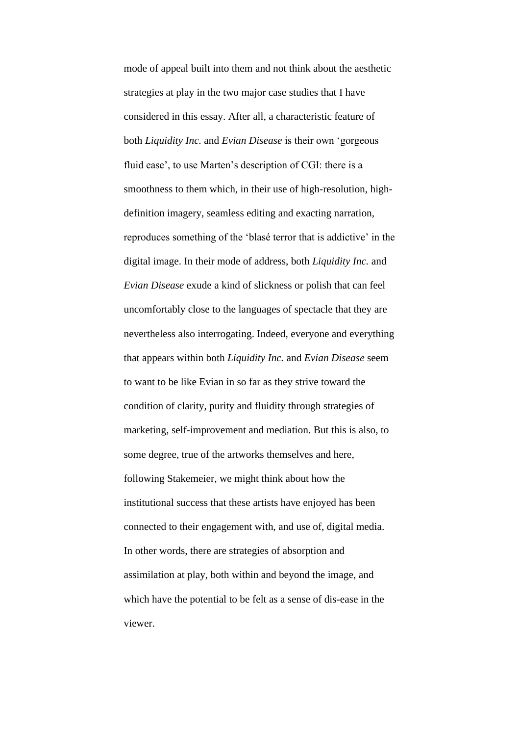mode of appeal built into them and not think about the aesthetic strategies at play in the two major case studies that I have considered in this essay. After all, a characteristic feature of both *Liquidity Inc.* and *Evian Disease* is their own 'gorgeous fluid ease', to use Marten's description of CGI: there is a smoothness to them which, in their use of high-resolution, high-definition imagery, seamless editing and exacting narration, reproduces something of the 'blasé terror that is addictive' in the digital image. In their mode of address, both *Liquidity Inc.* and *Evian Disease* exude a kind of slickness or polish that can feel uncomfortably close to the languages of spectacle that they are nevertheless also interrogating. Indeed, everyone and everything that appears within both *Liquidity Inc.* and *Evian Disease* seem to want to be like Evian in so far as they strive toward the condition of clarity, purity and fluidity through strategies of marketing, self-improvement and mediation. But this is also, to some degree, true of the artworks themselves and here, following Stakemeier, we might think about how the institutional success that these artists have enjoyed has been connected to their engagement with, and use of, digital media. In other words, there are strategies of absorption and assimilation at play, both within and beyond the image, and which have the potential to be felt as a sense of dis-ease in the viewer.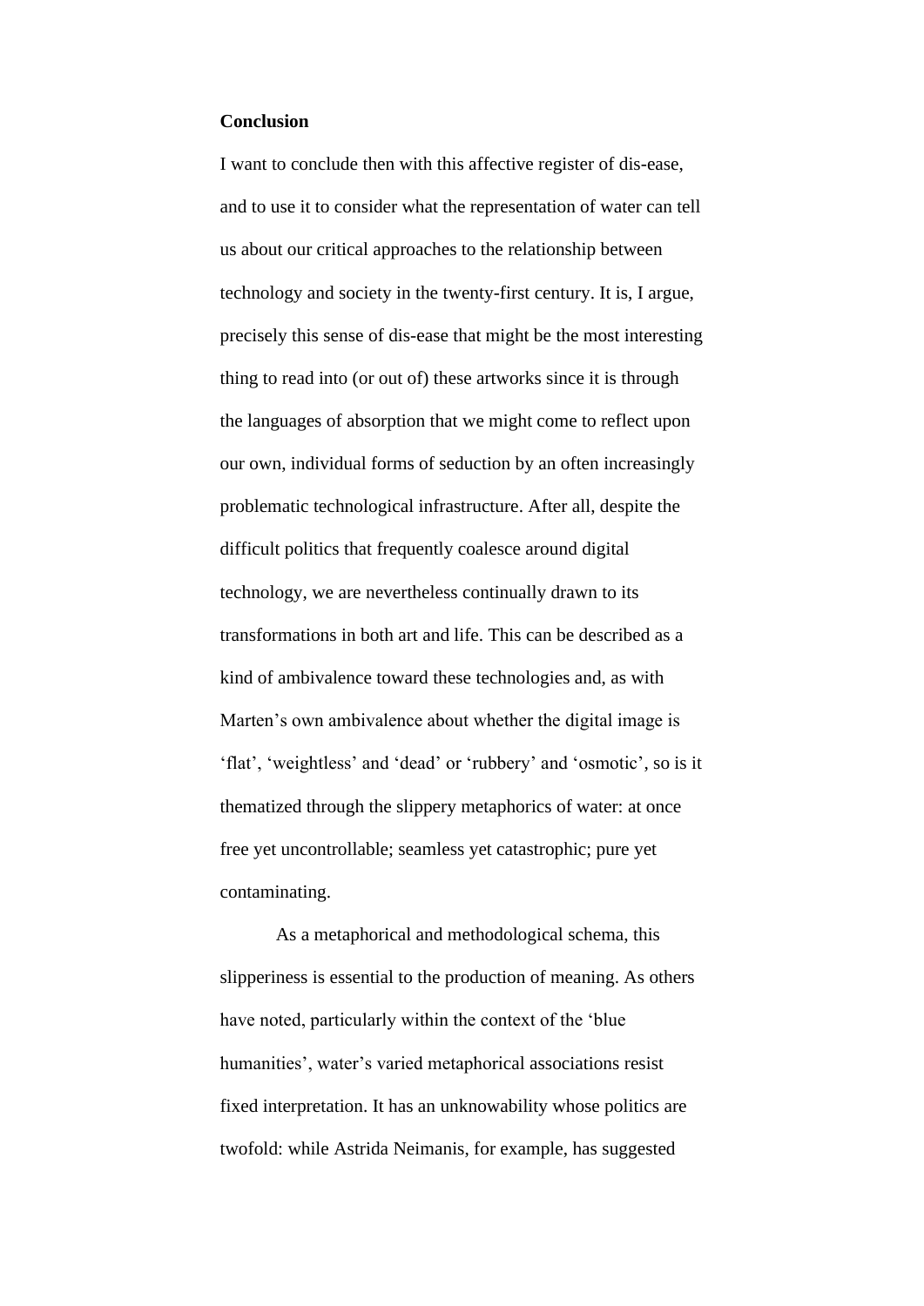**Conclusion**

I want to conclude then with this affective register of dis-ease, and to use it to consider what the representation of water can tell us about our critical approaches to the relationship between technology and society in the twenty-first century. It is, I argue, precisely this sense of dis-ease that might be the most interesting thing to read into (or out of) these artworks since it is through the languages of absorption that we might come to reflect upon our own, individual forms of seduction by an often increasingly problematic technological infrastructure. After all, despite the difficult politics that frequently coalesce around digital technology, we are nevertheless continually drawn to its transformations in both art and life. This can be described as a kind of ambivalence toward these technologies and, as with Marten's own ambivalence about whether the digital image is 'flat', 'weightless' and 'dead' or 'rubbery' and 'osmotic', so is it thematized through the slippery metaphorics of water: at once free yet uncontrollable; seamless yet catastrophic; pure yet contaminating.

As a metaphorical and methodological schema, this slipperiness is essential to the production of meaning. As others have noted, particularly within the context of the 'blue humanities', water's varied metaphorical associations resist fixed interpretation. It has an unknowability whose politics are twofold: while Astrida Neimanis, for example, has suggested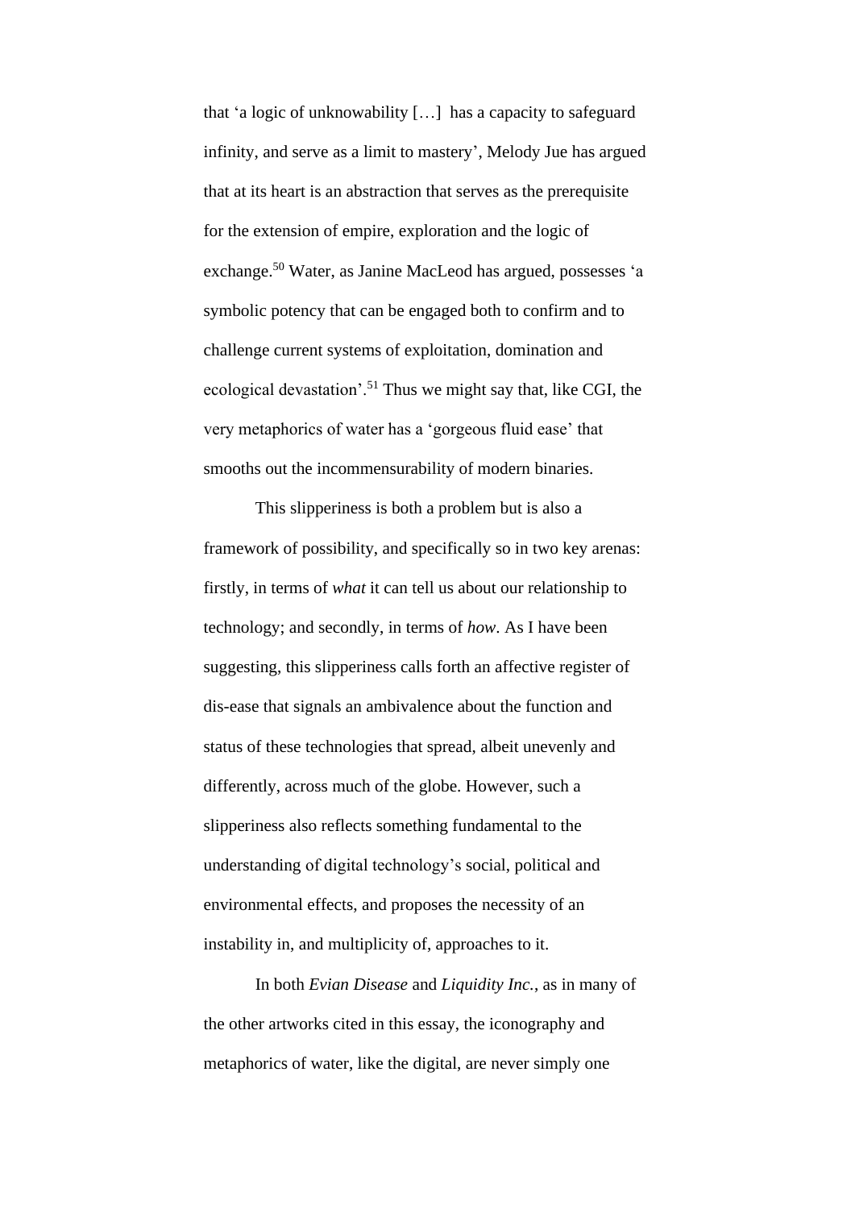that 'a logic of unknowability […] has a capacity to safeguard infinity, and serve as a limit to mastery', Melody Jue has argued that at its heart is an abstraction that serves as the prerequisite for the extension of empire, exploration and the logic of exchange.[50] Water, as Janine MacLeod has argued, possesses 'a symbolic potency that can be engaged both to confirm and to challenge current systems of exploitation, domination and ecological devastation'.[51] Thus we might say that, like CGI, the very metaphorics of water has a 'gorgeous fluid ease' that smooths out the incommensurability of modern binaries.

This slipperiness is both a problem but is also a framework of possibility, and specifically so in two key arenas: firstly, in terms of *what* it can tell us about our relationship to technology; and secondly, in terms of *how*. As I have been suggesting, this slipperiness calls forth an affective register of dis-ease that signals an ambivalence about the function and status of these technologies that spread, albeit unevenly and differently, across much of the globe. However, such a slipperiness also reflects something fundamental to the understanding of digital technology's social, political and environmental effects, and proposes the necessity of an instability in, and multiplicity of, approaches to it.

In both *Evian Disease* and *Liquidity Inc.*, as in many of the other artworks cited in this essay, the iconography and metaphorics of water, like the digital, are never simply one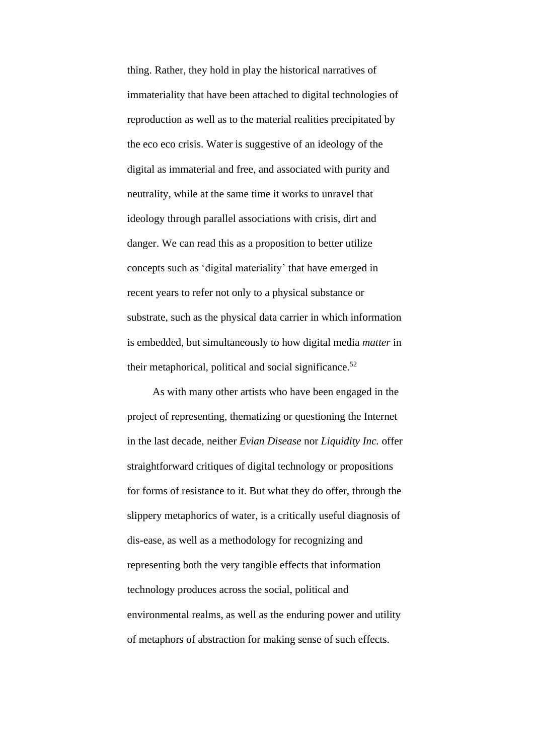thing. Rather, they hold in play the historical narratives of immateriality that have been attached to digital technologies of reproduction as well as to the material realities precipitated by the eco eco crisis. Water is suggestive of an ideology of the digital as immaterial and free, and associated with purity and neutrality, while at the same time it works to unravel that ideology through parallel associations with crisis, dirt and danger. We can read this as a proposition to better utilize concepts such as 'digital materiality' that have emerged in recent years to refer not only to a physical substance or substrate, such as the physical data carrier in which information is embedded, but simultaneously to how digital media *matter* in their metaphorical, political and social significance.[52]

As with many other artists who have been engaged in the project of representing, thematizing or questioning the Internet in the last decade, neither *Evian Disease* nor *Liquidity Inc.* offer straightforward critiques of digital technology or propositions for forms of resistance to it. But what they do offer, through the slippery metaphorics of water, is a critically useful diagnosis of dis-ease, as well as a methodology for recognizing and representing both the very tangible effects that information technology produces across the social, political and environmental realms, as well as the enduring power and utility of metaphors of abstraction for making sense of such effects.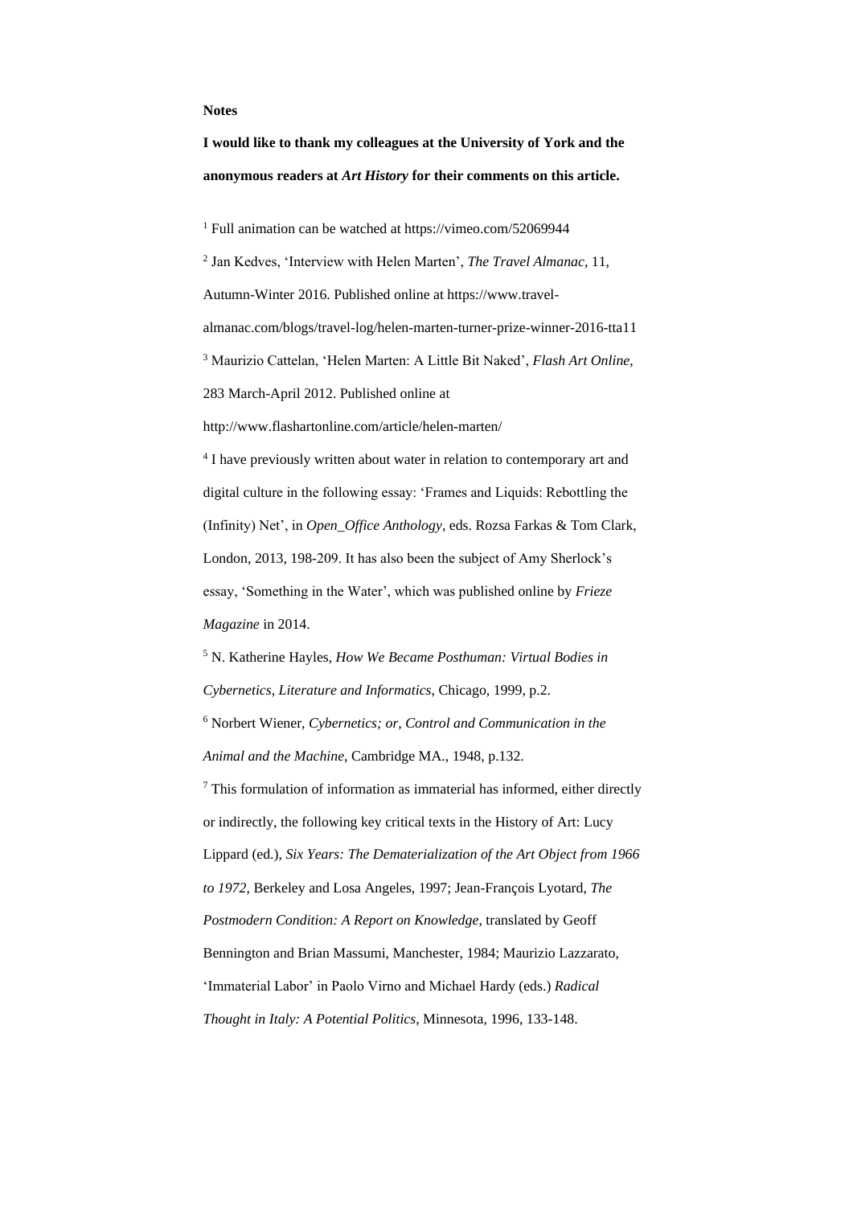**Notes**

**I would like to thank my colleagues at the University of York and the anonymous readers at *Art History* for their comments on this article.**

[1] Full animation can be watched at https://vimeo.com/52069944

[2] Jan Kedves, 'Interview with Helen Marten', *The Travel Almanac*, 11, Autumn-Winter 2016. Published online at https://www.travel-almanac.com/blogs/travel-log/helen-marten-turner-prize-winner-2016-tta11

[3] Maurizio Cattelan, 'Helen Marten: A Little Bit Naked', *Flash Art Online*, 283 March-April 2012. Published online at http://www.flashartonline.com/article/helen-marten/

[4] I have previously written about water in relation to contemporary art and digital culture in the following essay: 'Frames and Liquids: Rebottling the (Infinity) Net', in *Open_Office Anthology*, eds. Rozsa Farkas & Tom Clark, London, 2013, 198-209. It has also been the subject of Amy Sherlock's essay, 'Something in the Water', which was published online by *Frieze Magazine* in 2014.

[5] N. Katherine Hayles, *How We Became Posthuman: Virtual Bodies in Cybernetics, Literature and Informatics*, Chicago, 1999, p.2.

[6] Norbert Wiener, *Cybernetics; or, Control and Communication in the Animal and the Machine*, Cambridge MA., 1948, p.132.

[7] This formulation of information as immaterial has informed, either directly or indirectly, the following key critical texts in the History of Art: Lucy Lippard (ed.), *Six Years: The Dematerialization of the Art Object from 1966 to 1972*, Berkeley and Losa Angeles, 1997; Jean-François Lyotard, *The Postmodern Condition: A Report on Knowledge*, translated by Geoff Bennington and Brian Massumi, Manchester, 1984; Maurizio Lazzarato, 'Immaterial Labor' in Paolo Virno and Michael Hardy (eds.) *Radical Thought in Italy: A Potential Politics*, Minnesota, 1996, 133-148.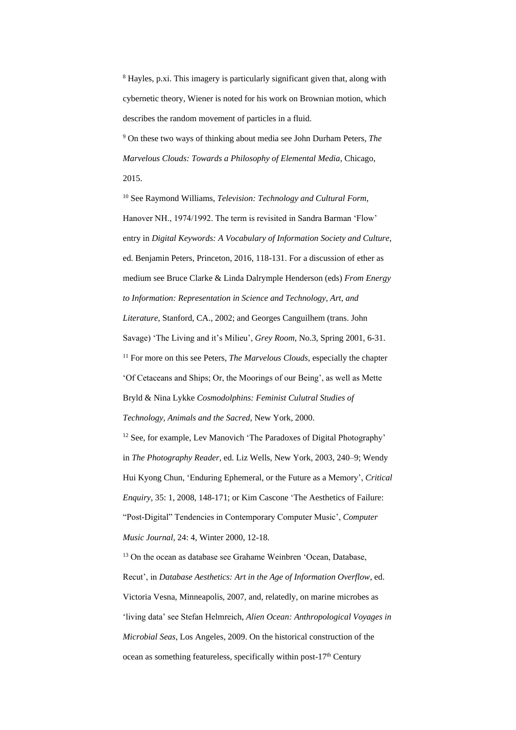[8] Hayles, p.xi. This imagery is particularly significant given that, along with cybernetic theory, Wiener is noted for his work on Brownian motion, which describes the random movement of particles in a fluid.

[9] On these two ways of thinking about media see John Durham Peters, *The Marvelous Clouds: Towards a Philosophy of Elemental Media*, Chicago, 2015.

[10] See Raymond Williams, *Television: Technology and Cultural Form*, Hanover NH., 1974/1992. The term is revisited in Sandra Barman 'Flow' entry in *Digital Keywords: A Vocabulary of Information Society and Culture*, ed. Benjamin Peters, Princeton, 2016, 118-131. For a discussion of ether as medium see Bruce Clarke & Linda Dalrymple Henderson (eds) *From Energy to Information: Representation in Science and Technology, Art, and Literature*, Stanford, CA., 2002; and Georges Canguilhem (trans. John Savage) 'The Living and it's Milieu', *Grey Room*, No.3, Spring 2001, 6-31.

[11] For more on this see Peters, *The Marvelous Clouds*, especially the chapter 'Of Cetaceans and Ships; Or, the Moorings of our Being', as well as Mette Bryld & Nina Lykke *Cosmodolphins: Feminist Culutral Studies of Technology, Animals and the Sacred*, New York, 2000.

[12] See, for example, Lev Manovich 'The Paradoxes of Digital Photography' in *The Photography Reader*, ed. Liz Wells, New York, 2003, 240–9; Wendy Hui Kyong Chun, 'Enduring Ephemeral, or the Future as a Memory', *Critical Enquiry*, 35: 1, 2008, 148-171; or Kim Cascone 'The Aesthetics of Failure: "Post-Digital" Tendencies in Contemporary Computer Music', *Computer Music Journal*, 24: 4, Winter 2000, 12-18.

[13] On the ocean as database see Grahame Weinbren 'Ocean, Database, Recut', in *Database Aesthetics: Art in the Age of Information Overflow*, ed. Victoria Vesna, Minneapolis, 2007, and, relatedly, on marine microbes as 'living data' see Stefan Helmreich, *Alien Ocean: Anthropological Voyages in Microbial Seas*, Los Angeles, 2009. On the historical construction of the ocean as something featureless, specifically within post-17th Century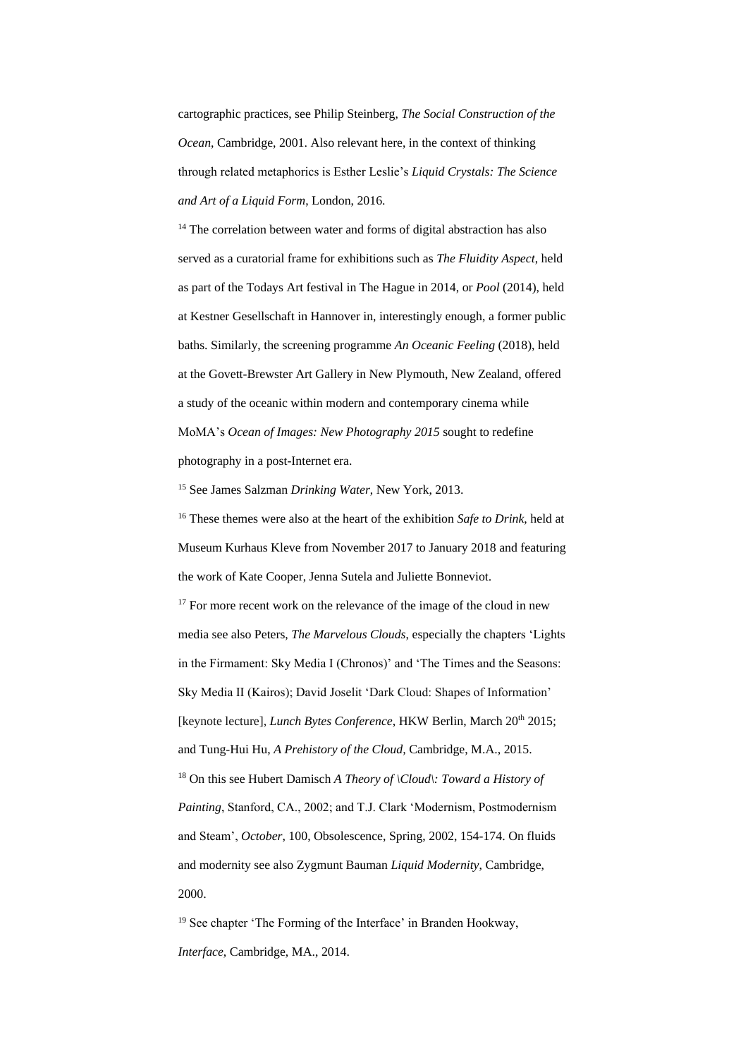cartographic practices, see Philip Steinberg, *The Social Construction of the Ocean*, Cambridge, 2001. Also relevant here, in the context of thinking through related metaphorics is Esther Leslie's *Liquid Crystals: The Science and Art of a Liquid Form*, London, 2016.

[14] The correlation between water and forms of digital abstraction has also served as a curatorial frame for exhibitions such as *The Fluidity Aspect*, held as part of the Todays Art festival in The Hague in 2014, or *Pool* (2014), held at Kestner Gesellschaft in Hannover in, interestingly enough, a former public baths. Similarly, the screening programme *An Oceanic Feeling* (2018), held at the Govett-Brewster Art Gallery in New Plymouth, New Zealand, offered a study of the oceanic within modern and contemporary cinema while MoMA's *Ocean of Images: New Photography 2015* sought to redefine photography in a post-Internet era.

[15] See James Salzman *Drinking Water*, New York, 2013.

[16] These themes were also at the heart of the exhibition *Safe to Drink*, held at Museum Kurhaus Kleve from November 2017 to January 2018 and featuring the work of Kate Cooper, Jenna Sutela and Juliette Bonneviot.

[17] For more recent work on the relevance of the image of the cloud in new media see also Peters, *The Marvelous Clouds*, especially the chapters 'Lights in the Firmament: Sky Media I (Chronos)' and 'The Times and the Seasons: Sky Media II (Kairos); David Joselit 'Dark Cloud: Shapes of Information' [keynote lecture], *Lunch Bytes Conference*, HKW Berlin, March 20th 2015; and Tung-Hui Hu, *A Prehistory of the Cloud*, Cambridge, M.A., 2015.

[18] On this see Hubert Damisch *A Theory of \Cloud\: Toward a History of Painting*, Stanford, CA., 2002; and T.J. Clark 'Modernism, Postmodernism and Steam', *October*, 100, Obsolescence, Spring, 2002, 154-174. On fluids and modernity see also Zygmunt Bauman *Liquid Modernity*, Cambridge, 2000.

[19] See chapter 'The Forming of the Interface' in Branden Hookway, *Interface*, Cambridge, MA., 2014.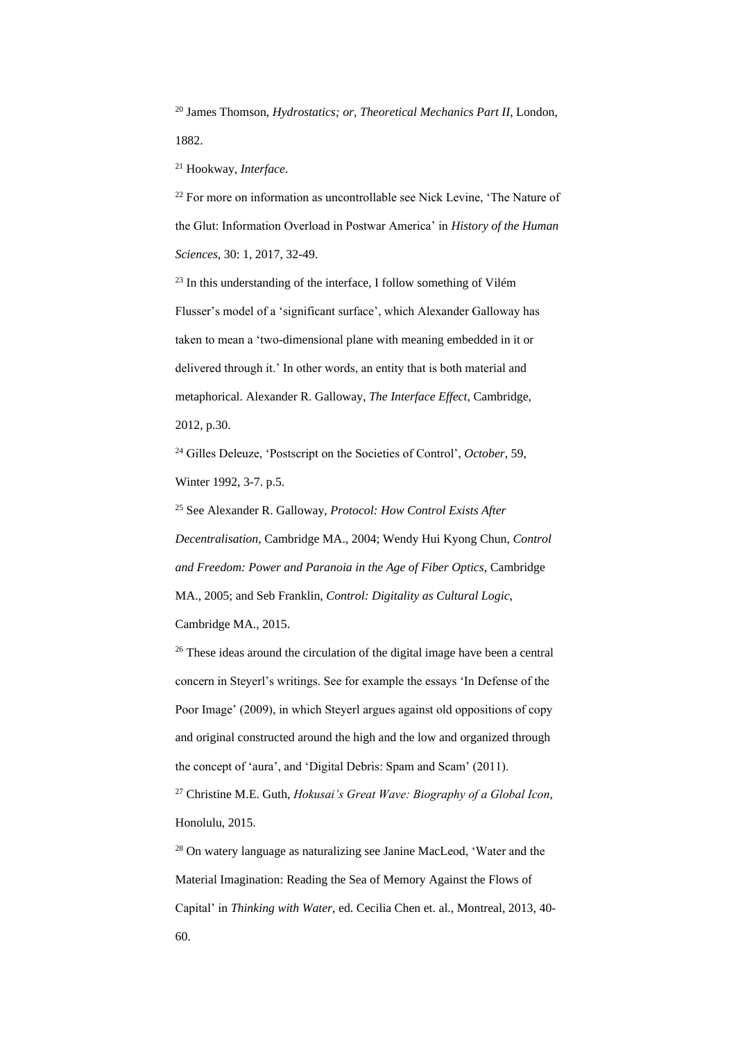[20] James Thomson, *Hydrostatics; or, Theoretical Mechanics Part II*, London, 1882.

[21] Hookway, *Interface*.

[22] For more on information as uncontrollable see Nick Levine, 'The Nature of the Glut: Information Overload in Postwar America' in *History of the Human Sciences*, 30: 1, 2017, 32-49.

[23] In this understanding of the interface, I follow something of Vilém Flusser's model of a 'significant surface', which Alexander Galloway has taken to mean a 'two-dimensional plane with meaning embedded in it or delivered through it.' In other words, an entity that is both material and metaphorical. Alexander R. Galloway, *The Interface Effect*, Cambridge, 2012, p.30.

[24] Gilles Deleuze, 'Postscript on the Societies of Control', *October*, 59, Winter 1992, 3-7. p.5.

[25] See Alexander R. Galloway, *Protocol: How Control Exists After Decentralisation*, Cambridge MA., 2004; Wendy Hui Kyong Chun, *Control and Freedom: Power and Paranoia in the Age of Fiber Optics*, Cambridge MA., 2005; and Seb Franklin, *Control: Digitality as Cultural Logic*, Cambridge MA., 2015.

[26] These ideas around the circulation of the digital image have been a central concern in Steyerl's writings. See for example the essays 'In Defense of the Poor Image' (2009), in which Steyerl argues against old oppositions of copy and original constructed around the high and the low and organized through the concept of 'aura', and 'Digital Debris: Spam and Scam' (2011).

[27] Christine M.E. Guth, *Hokusai's Great Wave: Biography of a Global Icon*, Honolulu, 2015.

[28] On watery language as naturalizing see Janine MacLeod, 'Water and the Material Imagination: Reading the Sea of Memory Against the Flows of Capital' in *Thinking with Water*, ed. Cecilia Chen et. al., Montreal, 2013, 40-60.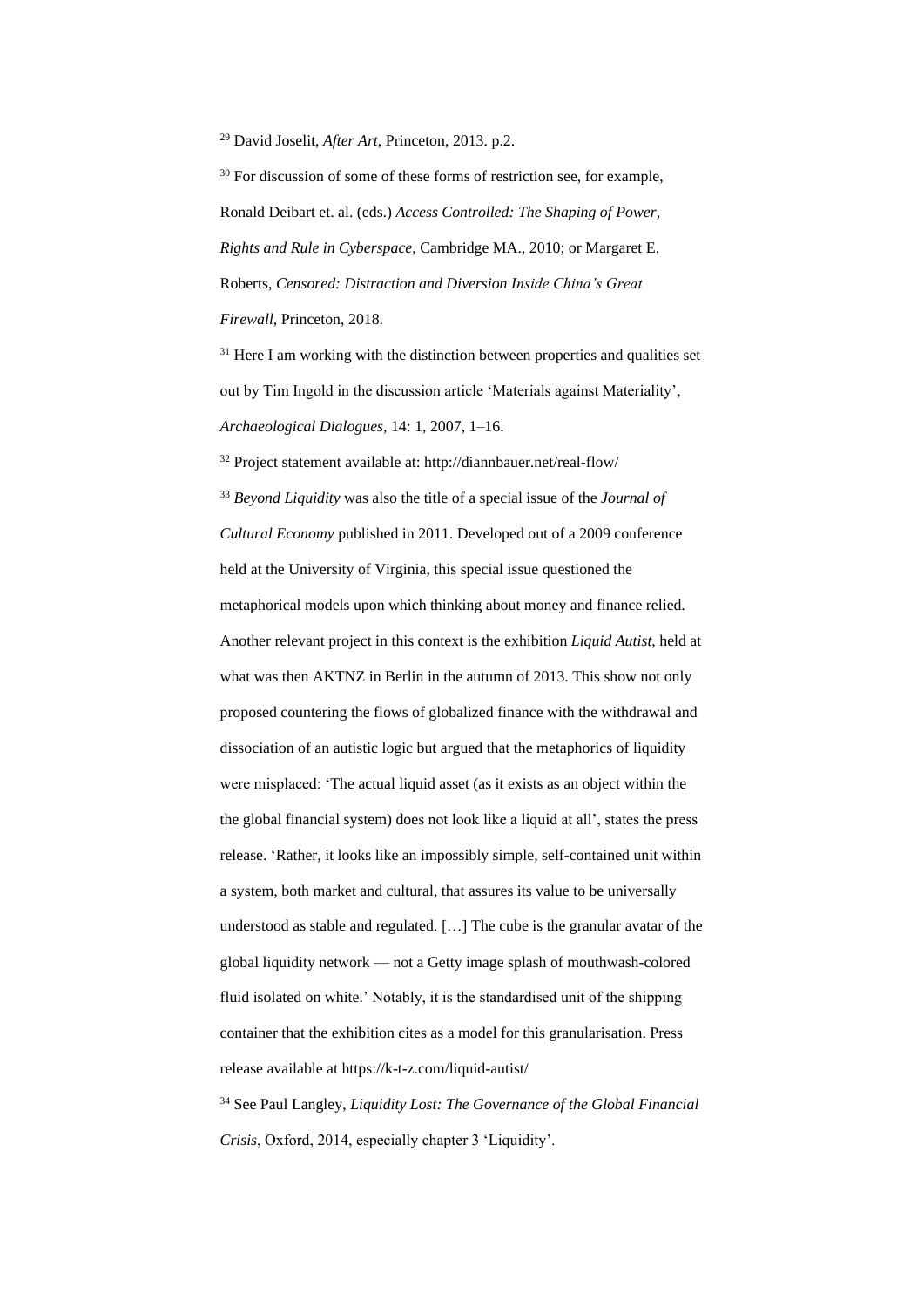[29] David Joselit, *After Art*, Princeton, 2013. p.2.

[30] For discussion of some of these forms of restriction see, for example, Ronald Deibart et. al. (eds.) *Access Controlled: The Shaping of Power, Rights and Rule in Cyberspace*, Cambridge MA., 2010; or Margaret E. Roberts, *Censored: Distraction and Diversion Inside China's Great Firewall*, Princeton, 2018.

[31] Here I am working with the distinction between properties and qualities set out by Tim Ingold in the discussion article 'Materials against Materiality', *Archaeological Dialogues*, 14: 1, 2007, 1–16.

[32] Project statement available at: http://diannbauer.net/real-flow/

[33] *Beyond Liquidity* was also the title of a special issue of the *Journal of Cultural Economy* published in 2011. Developed out of a 2009 conference held at the University of Virginia, this special issue questioned the metaphorical models upon which thinking about money and finance relied. Another relevant project in this context is the exhibition *Liquid Autist*, held at what was then AKTNZ in Berlin in the autumn of 2013. This show not only proposed countering the flows of globalized finance with the withdrawal and dissociation of an autistic logic but argued that the metaphorics of liquidity were misplaced: 'The actual liquid asset (as it exists as an object within the the global financial system) does not look like a liquid at all', states the press release. 'Rather, it looks like an impossibly simple, self-contained unit within a system, both market and cultural, that assures its value to be universally understood as stable and regulated. […] The cube is the granular avatar of the global liquidity network — not a Getty image splash of mouthwash-colored fluid isolated on white.' Notably, it is the standardised unit of the shipping container that the exhibition cites as a model for this granularisation. Press release available at https://k-t-z.com/liquid-autist/

[34] See Paul Langley, *Liquidity Lost: The Governance of the Global Financial Crisis*, Oxford, 2014, especially chapter 3 'Liquidity'.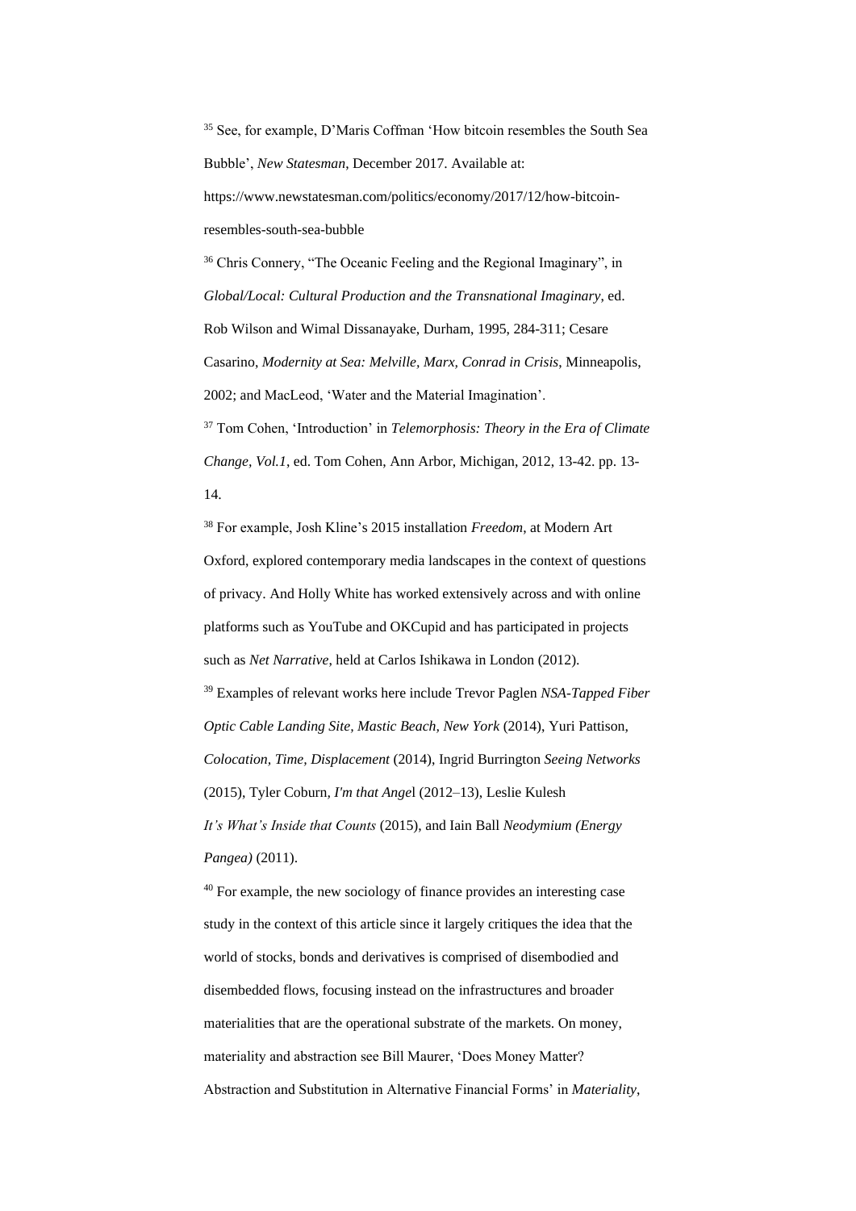[35] See, for example, D'Maris Coffman 'How bitcoin resembles the South Sea Bubble', *New Statesman*, December 2017. Available at: https://www.newstatesman.com/politics/economy/2017/12/how-bitcoin-resembles-south-sea-bubble

[36] Chris Connery, "The Oceanic Feeling and the Regional Imaginary", in *Global/Local: Cultural Production and the Transnational Imaginary*, ed. Rob Wilson and Wimal Dissanayake, Durham, 1995, 284-311; Cesare Casarino, *Modernity at Sea: Melville, Marx, Conrad in Crisis*, Minneapolis, 2002; and MacLeod, 'Water and the Material Imagination'.

[37] Tom Cohen, 'Introduction' in *Telemorphosis: Theory in the Era of Climate Change, Vol.1*, ed. Tom Cohen, Ann Arbor, Michigan, 2012, 13-42. pp. 13-14.

[38] For example, Josh Kline's 2015 installation *Freedom*, at Modern Art Oxford, explored contemporary media landscapes in the context of questions of privacy. And Holly White has worked extensively across and with online platforms such as YouTube and OKCupid and has participated in projects such as *Net Narrative*, held at Carlos Ishikawa in London (2012).

[39] Examples of relevant works here include Trevor Paglen *NSA-Tapped Fiber Optic Cable Landing Site, Mastic Beach, New York* (2014), Yuri Pattison, *Colocation, Time, Displacement* (2014), Ingrid Burrington *Seeing Networks* (2015), Tyler Coburn, *I'm that Angel* (2012–13), Leslie Kulesh *It's What's Inside that Counts* (2015), and Iain Ball *Neodymium (Energy Pangea)* (2011).

[40] For example, the new sociology of finance provides an interesting case study in the context of this article since it largely critiques the idea that the world of stocks, bonds and derivatives is comprised of disembodied and disembedded flows, focusing instead on the infrastructures and broader materialities that are the operational substrate of the markets. On money, materiality and abstraction see Bill Maurer, 'Does Money Matter? Abstraction and Substitution in Alternative Financial Forms' in *Materiality*,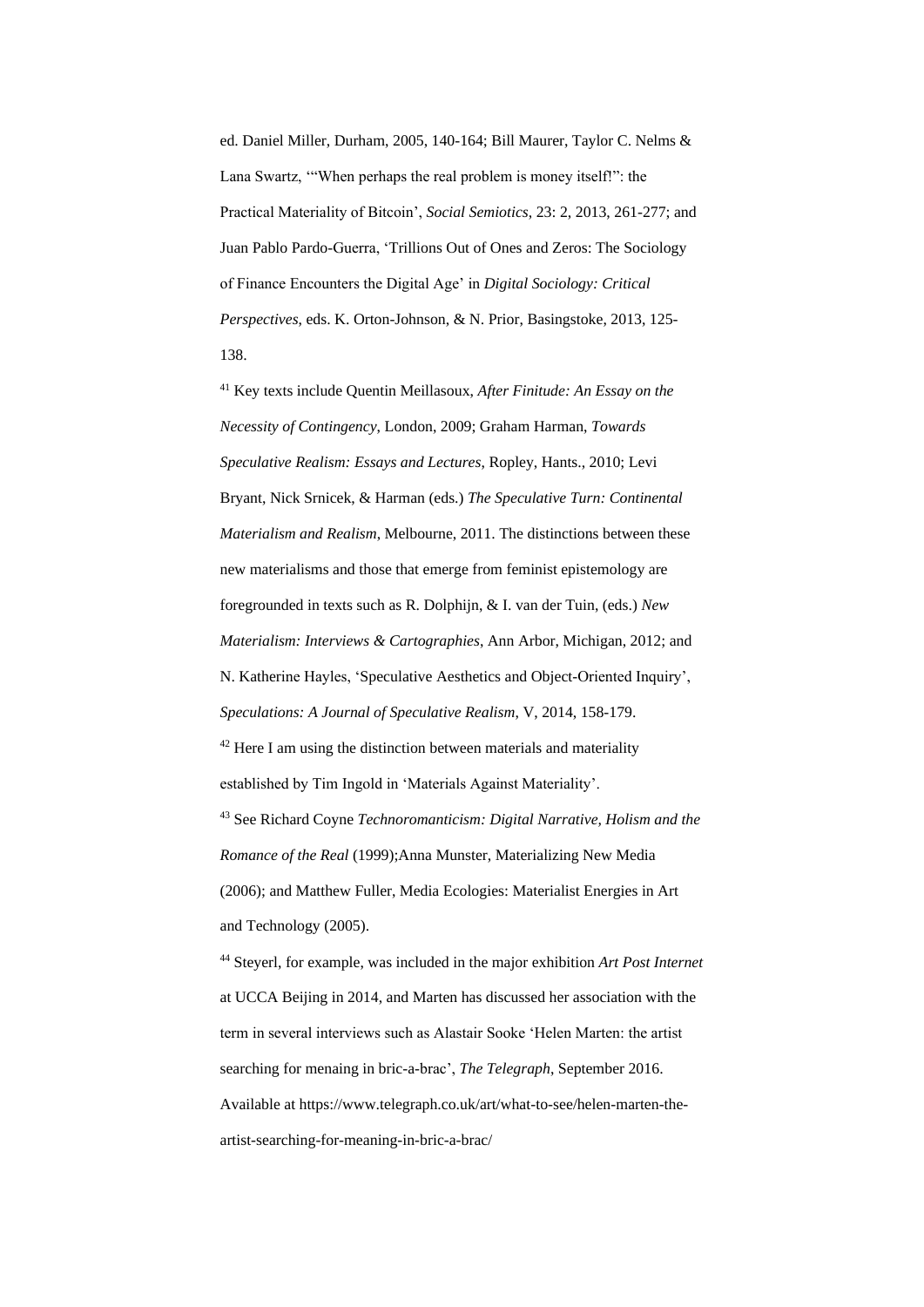ed. Daniel Miller, Durham, 2005, 140-164; Bill Maurer, Taylor C. Nelms & Lana Swartz, '"When perhaps the real problem is money itself!": the Practical Materiality of Bitcoin', *Social Semiotics*, 23: 2, 2013, 261-277; and Juan Pablo Pardo-Guerra, 'Trillions Out of Ones and Zeros: The Sociology of Finance Encounters the Digital Age' in *Digital Sociology: Critical Perspectives*, eds. K. Orton-Johnson, & N. Prior, Basingstoke, 2013, 125-138.

[41] Key texts include Quentin Meillasoux, *After Finitude: An Essay on the Necessity of Contingency*, London, 2009; Graham Harman, *Towards Speculative Realism: Essays and Lectures*, Ropley, Hants., 2010; Levi Bryant, Nick Srnicek, & Harman (eds.) *The Speculative Turn: Continental Materialism and Realism*, Melbourne, 2011. The distinctions between these new materialisms and those that emerge from feminist epistemology are foregrounded in texts such as R. Dolphijn, & I. van der Tuin, (eds.) *New Materialism: Interviews & Cartographies*, Ann Arbor, Michigan, 2012; and N. Katherine Hayles, 'Speculative Aesthetics and Object-Oriented Inquiry', *Speculations: A Journal of Speculative Realism*, V, 2014, 158-179.

[42] Here I am using the distinction between materials and materiality established by Tim Ingold in 'Materials Against Materiality'.

[43] See Richard Coyne *Technoromanticism: Digital Narrative, Holism and the Romance of the Real* (1999);Anna Munster, Materializing New Media (2006); and Matthew Fuller, Media Ecologies: Materialist Energies in Art and Technology (2005).

[44] Steyerl, for example, was included in the major exhibition *Art Post Internet* at UCCA Beijing in 2014, and Marten has discussed her association with the term in several interviews such as Alastair Sooke 'Helen Marten: the artist searching for menaing in bric-a-brac', *The Telegraph*, September 2016. Available at https://www.telegraph.co.uk/art/what-to-see/helen-marten-the-artist-searching-for-meaning-in-bric-a-brac/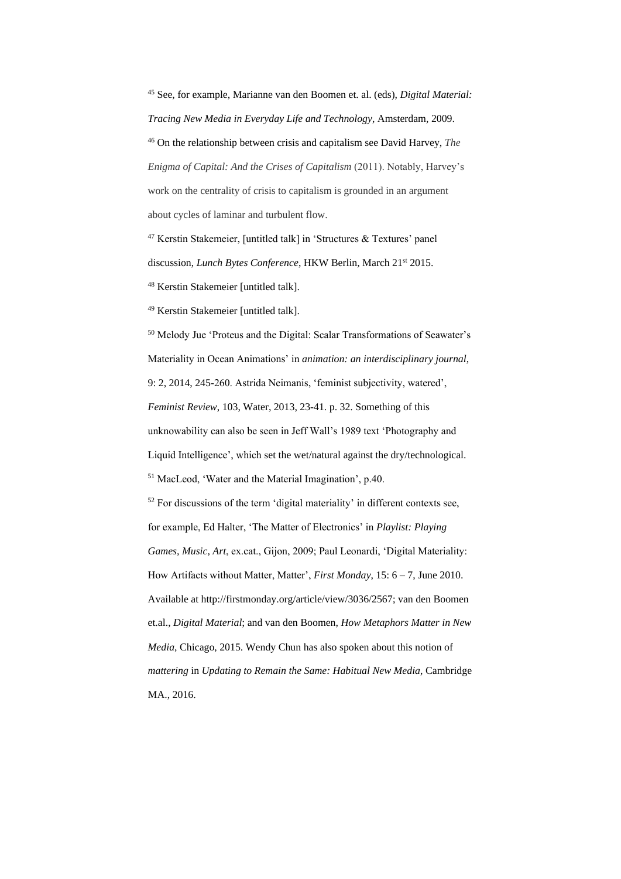[45] See, for example, Marianne van den Boomen et. al. (eds), *Digital Material: Tracing New Media in Everyday Life and Technology*, Amsterdam, 2009.

[46] On the relationship between crisis and capitalism see David Harvey, *The Enigma of Capital: And the Crises of Capitalism* (2011). Notably, Harvey's work on the centrality of crisis to capitalism is grounded in an argument about cycles of laminar and turbulent flow.

[47] Kerstin Stakemeier, [untitled talk] in 'Structures & Textures' panel discussion, *Lunch Bytes Conference*, HKW Berlin, March 21st 2015.

[48] Kerstin Stakemeier [untitled talk].

[49] Kerstin Stakemeier [untitled talk].

[50] Melody Jue 'Proteus and the Digital: Scalar Transformations of Seawater's Materiality in Ocean Animations' in *animation: an interdisciplinary journal*, 9: 2, 2014, 245-260. Astrida Neimanis, 'feminist subjectivity, watered', *Feminist Review,* 103, Water, 2013, 23-41. p. 32. Something of this unknowability can also be seen in Jeff Wall's 1989 text 'Photography and Liquid Intelligence', which set the wet/natural against the dry/technological.

[51] MacLeod, 'Water and the Material Imagination', p.40.

[52] For discussions of the term 'digital materiality' in different contexts see, for example, Ed Halter, 'The Matter of Electronics' in *Playlist: Playing Games, Music, Art*, ex.cat., Gijon, 2009; Paul Leonardi, 'Digital Materiality: How Artifacts without Matter, Matter', *First Monday*, 15: 6 – 7, June 2010. Available at http://firstmonday.org/article/view/3036/2567; van den Boomen et.al., *Digital Material*; and van den Boomen, *How Metaphors Matter in New Media*, Chicago, 2015. Wendy Chun has also spoken about this notion of *mattering* in *Updating to Remain the Same: Habitual New Media*, Cambridge MA., 2016.